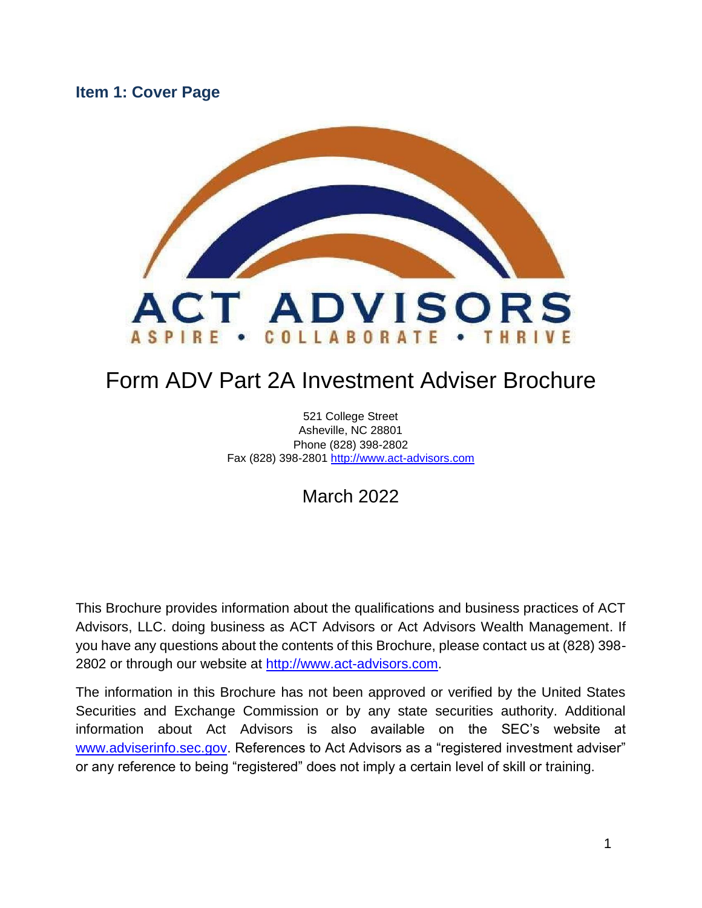## Item 1: Cover Page

ACT ADVISORS
ASPIRE • COLLABORATE • THRIVE

# Form ADV Part 2A Investment Adviser Brochure

521 College Street
Asheville, NC 28801
Phone (828) 398-2802
Fax (828) 398-2801 http://www.act-advisors.com

March 2022

This Brochure provides information about the qualifications and business practices of ACT Advisors, LLC. doing business as ACT Advisors or Act Advisors Wealth Management. If you have any questions about the contents of this Brochure, please contact us at (828) 398-2802 or through our website at http://www.act-advisors.com.

The information in this Brochure has not been approved or verified by the United States Securities and Exchange Commission or by any state securities authority. Additional information about Act Advisors is also available on the SEC's website at www.adviserinfo.sec.gov. References to Act Advisors as a "registered investment adviser" or any reference to being "registered" does not imply a certain level of skill or training.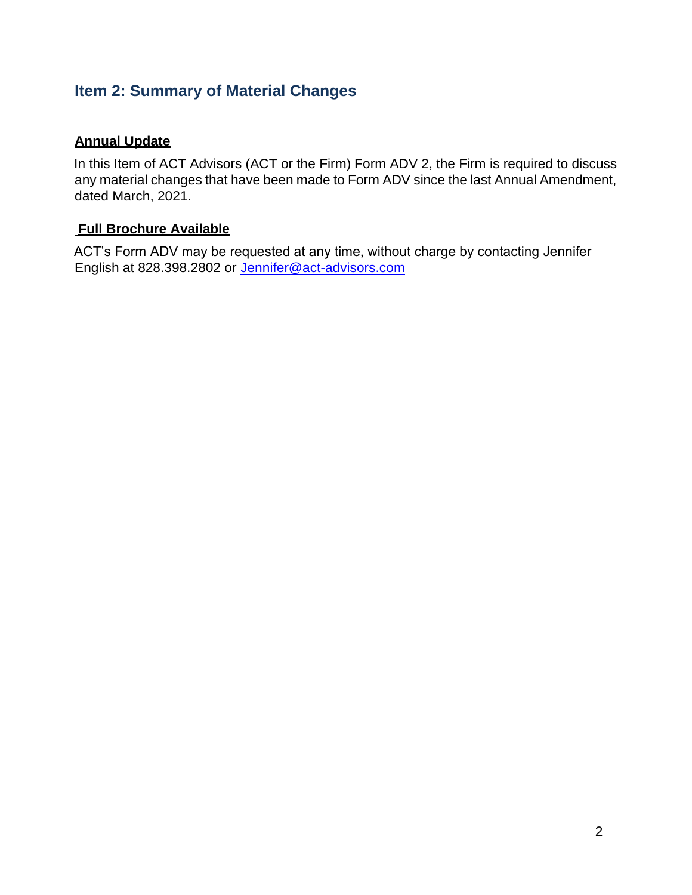## Item 2: Summary of Material Changes

### Annual Update

In this Item of ACT Advisors (ACT or the Firm) Form ADV 2, the Firm is required to discuss any material changes that have been made to Form ADV since the last Annual Amendment, dated March, 2021.

### Full Brochure Available

ACT's Form ADV may be requested at any time, without charge by contacting Jennifer English at 828.398.2802 or Jennifer@act-advisors.com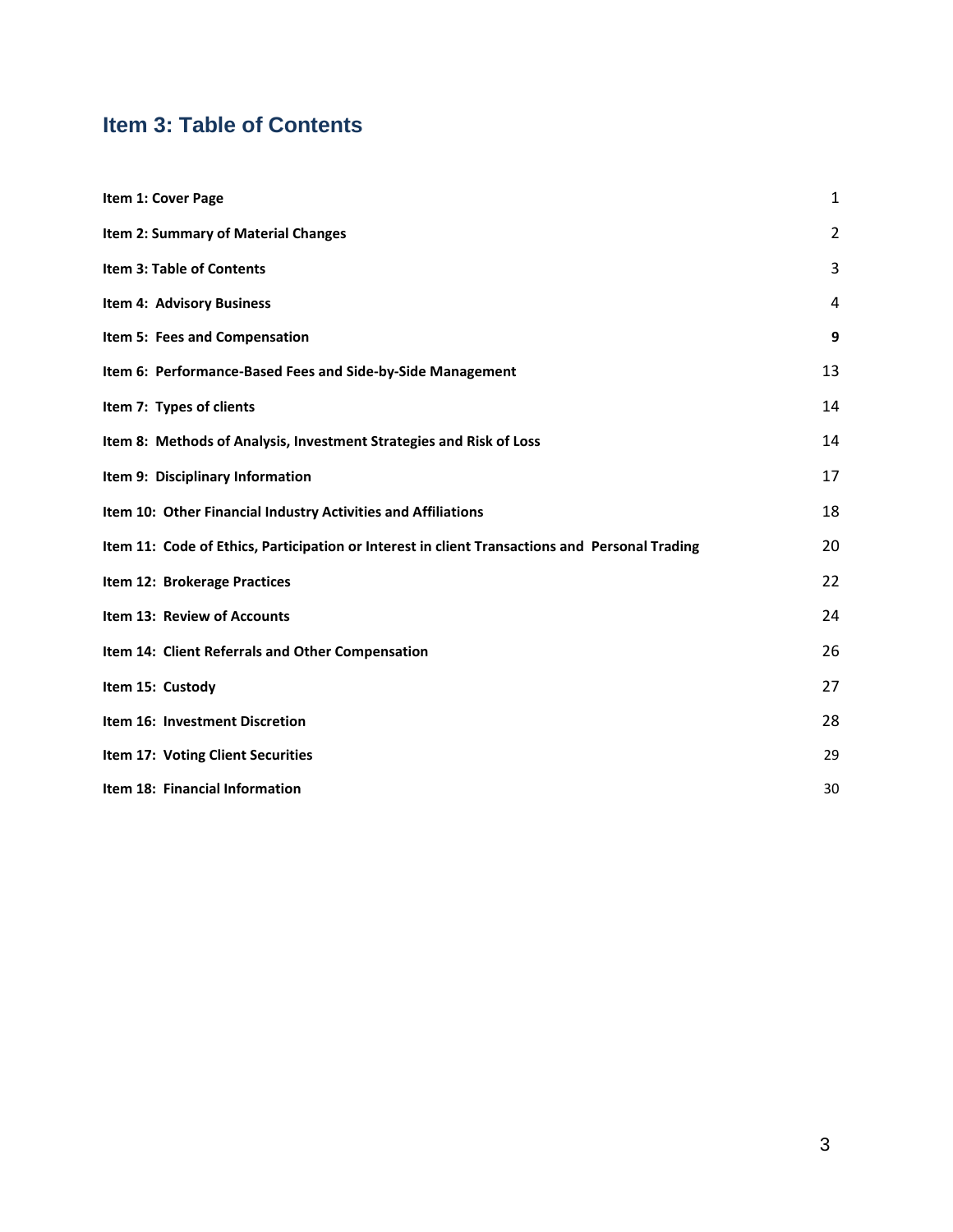## Item 3: Table of Contents

| | |
|---|---|
| **Item 1: Cover Page** | 1 |
| **Item 2: Summary of Material Changes** | 2 |
| **Item 3: Table of Contents** | 3 |
| **Item 4: Advisory Business** | 4 |
| **Item 5: Fees and Compensation** | **9** |
| **Item 6: Performance-Based Fees and Side-by-Side Management** | 13 |
| **Item 7: Types of clients** | 14 |
| **Item 8: Methods of Analysis, Investment Strategies and Risk of Loss** | 14 |
| **Item 9: Disciplinary Information** | 17 |
| **Item 10: Other Financial Industry Activities and Affiliations** | 18 |
| **Item 11: Code of Ethics, Participation or Interest in client Transactions and Personal Trading** | 20 |
| **Item 12: Brokerage Practices** | 22 |
| **Item 13: Review of Accounts** | 24 |
| **Item 14: Client Referrals and Other Compensation** | 26 |
| **Item 15: Custody** | 27 |
| **Item 16: Investment Discretion** | 28 |
| **Item 17: Voting Client Securities** | 29 |
| **Item 18: Financial Information** | 30 |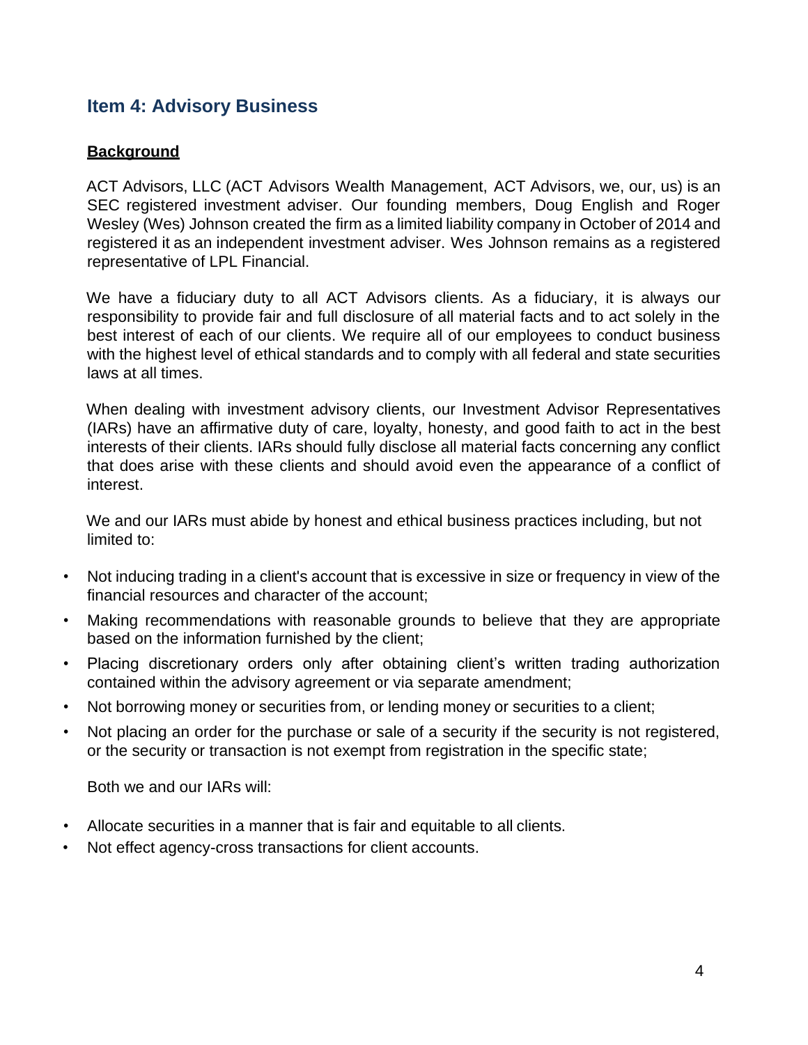## Item 4: Advisory Business

**Background**

ACT Advisors, LLC (ACT Advisors Wealth Management, ACT Advisors, we, our, us) is an SEC registered investment adviser. Our founding members, Doug English and Roger Wesley (Wes) Johnson created the firm as a limited liability company in October of 2014 and registered it as an independent investment adviser. Wes Johnson remains as a registered representative of LPL Financial.

We have a fiduciary duty to all ACT Advisors clients. As a fiduciary, it is always our responsibility to provide fair and full disclosure of all material facts and to act solely in the best interest of each of our clients. We require all of our employees to conduct business with the highest level of ethical standards and to comply with all federal and state securities laws at all times.

When dealing with investment advisory clients, our Investment Advisor Representatives (IARs) have an affirmative duty of care, loyalty, honesty, and good faith to act in the best interests of their clients. IARs should fully disclose all material facts concerning any conflict that does arise with these clients and should avoid even the appearance of a conflict of interest.

We and our IARs must abide by honest and ethical business practices including, but not limited to:

- Not inducing trading in a client's account that is excessive in size or frequency in view of the financial resources and character of the account;
- Making recommendations with reasonable grounds to believe that they are appropriate based on the information furnished by the client;
- Placing discretionary orders only after obtaining client's written trading authorization contained within the advisory agreement or via separate amendment;
- Not borrowing money or securities from, or lending money or securities to a client;
- Not placing an order for the purchase or sale of a security if the security is not registered, or the security or transaction is not exempt from registration in the specific state;

Both we and our IARs will:

- Allocate securities in a manner that is fair and equitable to all clients.
- Not effect agency-cross transactions for client accounts.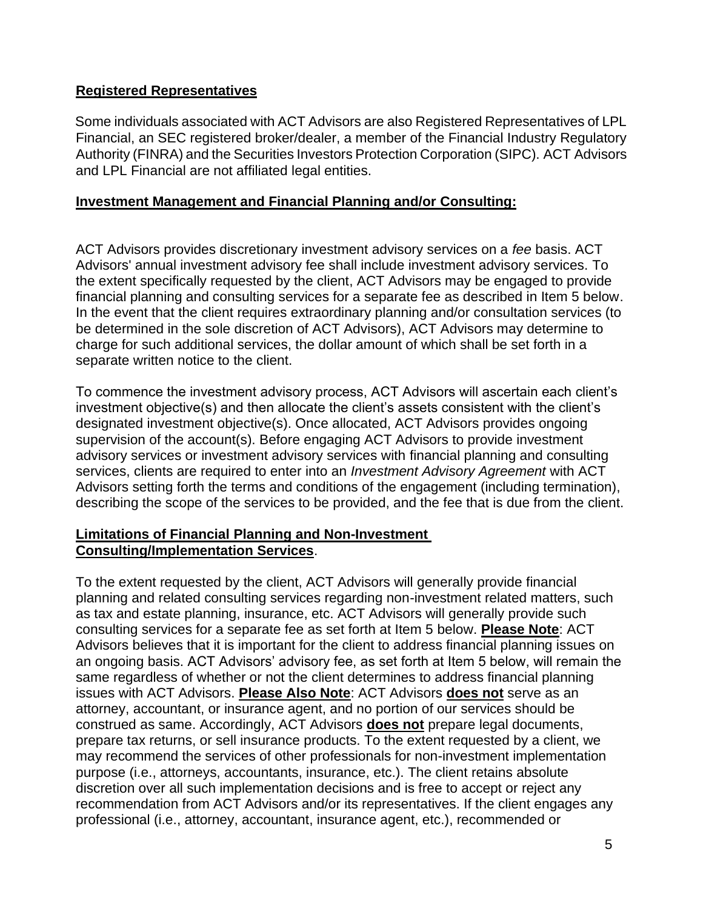**Registered Representatives**

Some individuals associated with ACT Advisors are also Registered Representatives of LPL Financial, an SEC registered broker/dealer, a member of the Financial Industry Regulatory Authority (FINRA) and the Securities Investors Protection Corporation (SIPC). ACT Advisors and LPL Financial are not affiliated legal entities.

**Investment Management and Financial Planning and/or Consulting:**

ACT Advisors provides discretionary investment advisory services on a *fee* basis. ACT Advisors' annual investment advisory fee shall include investment advisory services. To the extent specifically requested by the client, ACT Advisors may be engaged to provide financial planning and consulting services for a separate fee as described in Item 5 below. In the event that the client requires extraordinary planning and/or consultation services (to be determined in the sole discretion of ACT Advisors), ACT Advisors may determine to charge for such additional services, the dollar amount of which shall be set forth in a separate written notice to the client.

To commence the investment advisory process, ACT Advisors will ascertain each client's investment objective(s) and then allocate the client's assets consistent with the client's designated investment objective(s). Once allocated, ACT Advisors provides ongoing supervision of the account(s). Before engaging ACT Advisors to provide investment advisory services or investment advisory services with financial planning and consulting services, clients are required to enter into an *Investment Advisory Agreement* with ACT Advisors setting forth the terms and conditions of the engagement (including termination), describing the scope of the services to be provided, and the fee that is due from the client.

**Limitations of Financial Planning and Non-Investment Consulting/Implementation Services**.

To the extent requested by the client, ACT Advisors will generally provide financial planning and related consulting services regarding non-investment related matters, such as tax and estate planning, insurance, etc. ACT Advisors will generally provide such consulting services for a separate fee as set forth at Item 5 below. **Please Note**: ACT Advisors believes that it is important for the client to address financial planning issues on an ongoing basis. ACT Advisors' advisory fee, as set forth at Item 5 below, will remain the same regardless of whether or not the client determines to address financial planning issues with ACT Advisors. **Please Also Note**: ACT Advisors **does not** serve as an attorney, accountant, or insurance agent, and no portion of our services should be construed as same. Accordingly, ACT Advisors **does not** prepare legal documents, prepare tax returns, or sell insurance products. To the extent requested by a client, we may recommend the services of other professionals for non-investment implementation purpose (i.e., attorneys, accountants, insurance, etc.). The client retains absolute discretion over all such implementation decisions and is free to accept or reject any recommendation from ACT Advisors and/or its representatives. If the client engages any professional (i.e., attorney, accountant, insurance agent, etc.), recommended or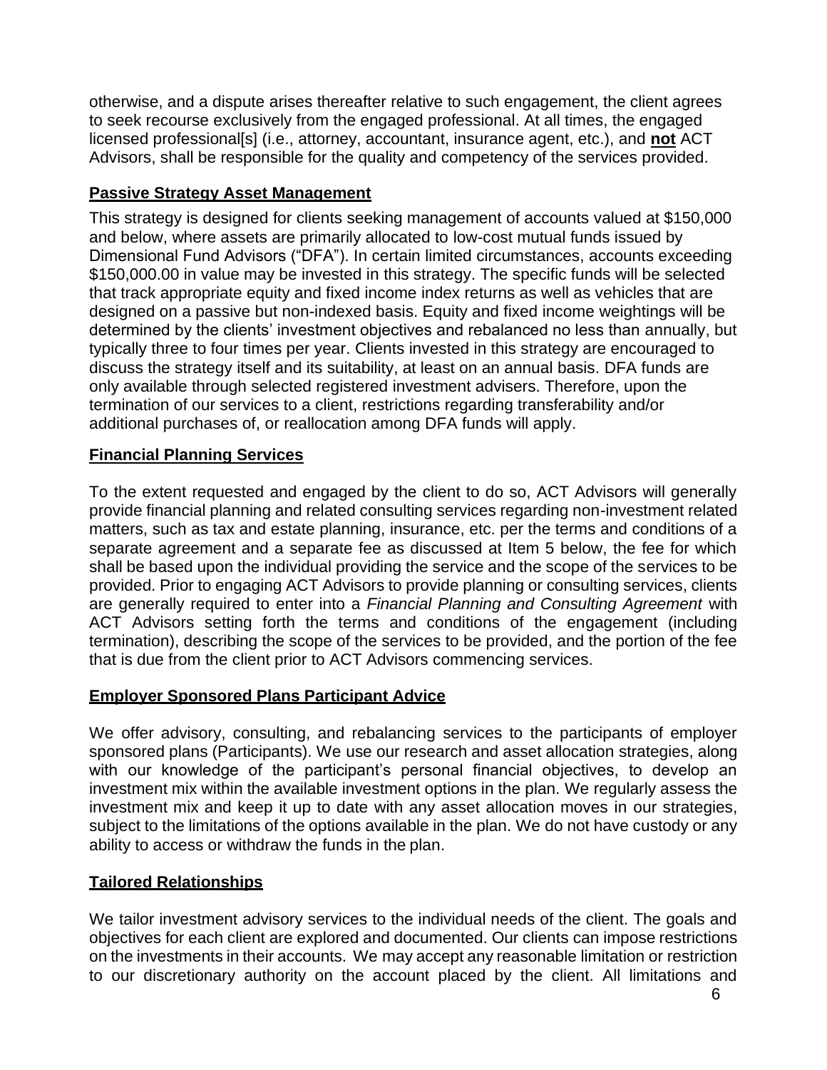otherwise, and a dispute arises thereafter relative to such engagement, the client agrees to seek recourse exclusively from the engaged professional. At all times, the engaged licensed professional[s] (i.e., attorney, accountant, insurance agent, etc.), and **not** ACT Advisors, shall be responsible for the quality and competency of the services provided.

## Passive Strategy Asset Management

This strategy is designed for clients seeking management of accounts valued at $150,000 and below, where assets are primarily allocated to low-cost mutual funds issued by Dimensional Fund Advisors ("DFA"). In certain limited circumstances, accounts exceeding $150,000.00 in value may be invested in this strategy. The specific funds will be selected that track appropriate equity and fixed income index returns as well as vehicles that are designed on a passive but non-indexed basis. Equity and fixed income weightings will be determined by the clients' investment objectives and rebalanced no less than annually, but typically three to four times per year. Clients invested in this strategy are encouraged to discuss the strategy itself and its suitability, at least on an annual basis. DFA funds are only available through selected registered investment advisers. Therefore, upon the termination of our services to a client, restrictions regarding transferability and/or additional purchases of, or reallocation among DFA funds will apply.

## Financial Planning Services

To the extent requested and engaged by the client to do so, ACT Advisors will generally provide financial planning and related consulting services regarding non-investment related matters, such as tax and estate planning, insurance, etc. per the terms and conditions of a separate agreement and a separate fee as discussed at Item 5 below, the fee for which shall be based upon the individual providing the service and the scope of the services to be provided. Prior to engaging ACT Advisors to provide planning or consulting services, clients are generally required to enter into a *Financial Planning and Consulting Agreement* with ACT Advisors setting forth the terms and conditions of the engagement (including termination), describing the scope of the services to be provided, and the portion of the fee that is due from the client prior to ACT Advisors commencing services.

## Employer Sponsored Plans Participant Advice

We offer advisory, consulting, and rebalancing services to the participants of employer sponsored plans (Participants). We use our research and asset allocation strategies, along with our knowledge of the participant's personal financial objectives, to develop an investment mix within the available investment options in the plan. We regularly assess the investment mix and keep it up to date with any asset allocation moves in our strategies, subject to the limitations of the options available in the plan. We do not have custody or any ability to access or withdraw the funds in the plan.

## Tailored Relationships

We tailor investment advisory services to the individual needs of the client. The goals and objectives for each client are explored and documented. Our clients can impose restrictions on the investments in their accounts. We may accept any reasonable limitation or restriction to our discretionary authority on the account placed by the client. All limitations and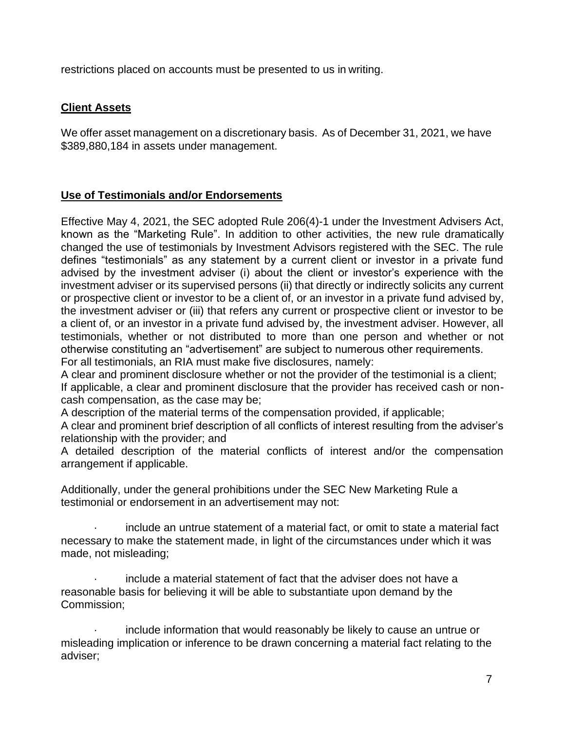restrictions placed on accounts must be presented to us in writing.

## Client Assets

We offer asset management on a discretionary basis. As of December 31, 2021, we have $389,880,184 in assets under management.

## Use of Testimonials and/or Endorsements

Effective May 4, 2021, the SEC adopted Rule 206(4)-1 under the Investment Advisers Act, known as the "Marketing Rule". In addition to other activities, the new rule dramatically changed the use of testimonials by Investment Advisors registered with the SEC. The rule defines "testimonials" as any statement by a current client or investor in a private fund advised by the investment adviser (i) about the client or investor's experience with the investment adviser or its supervised persons (ii) that directly or indirectly solicits any current or prospective client or investor to be a client of, or an investor in a private fund advised by, the investment adviser or (iii) that refers any current or prospective client or investor to be a client of, or an investor in a private fund advised by, the investment adviser. However, all testimonials, whether or not distributed to more than one person and whether or not otherwise constituting an "advertisement" are subject to numerous other requirements.
For all testimonials, an RIA must make five disclosures, namely:
A clear and prominent disclosure whether or not the provider of the testimonial is a client;
If applicable, a clear and prominent disclosure that the provider has received cash or non-cash compensation, as the case may be;
A description of the material terms of the compensation provided, if applicable;
A clear and prominent brief description of all conflicts of interest resulting from the adviser's relationship with the provider; and
A detailed description of the material conflicts of interest and/or the compensation arrangement if applicable.

Additionally, under the general prohibitions under the SEC New Marketing Rule a testimonial or endorsement in an advertisement may not:

- include an untrue statement of a material fact, or omit to state a material fact necessary to make the statement made, in light of the circumstances under which it was made, not misleading;

- include a material statement of fact that the adviser does not have a reasonable basis for believing it will be able to substantiate upon demand by the Commission;

- include information that would reasonably be likely to cause an untrue or misleading implication or inference to be drawn concerning a material fact relating to the adviser;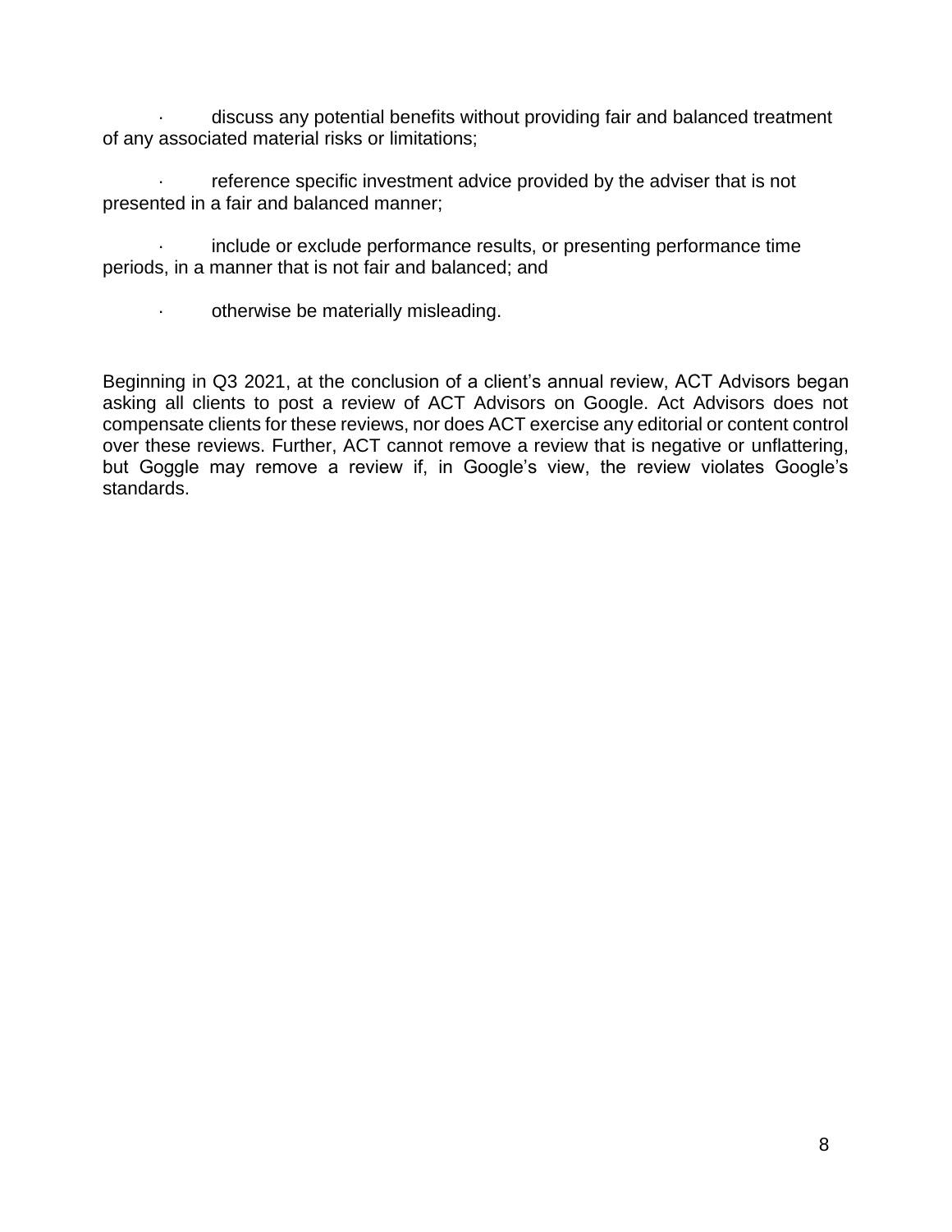- discuss any potential benefits without providing fair and balanced treatment of any associated material risks or limitations;
- reference specific investment advice provided by the adviser that is not presented in a fair and balanced manner;
- include or exclude performance results, or presenting performance time periods, in a manner that is not fair and balanced; and
- otherwise be materially misleading.

Beginning in Q3 2021, at the conclusion of a client's annual review, ACT Advisors began asking all clients to post a review of ACT Advisors on Google. Act Advisors does not compensate clients for these reviews, nor does ACT exercise any editorial or content control over these reviews. Further, ACT cannot remove a review that is negative or unflattering, but Goggle may remove a review if, in Google's view, the review violates Google's standards.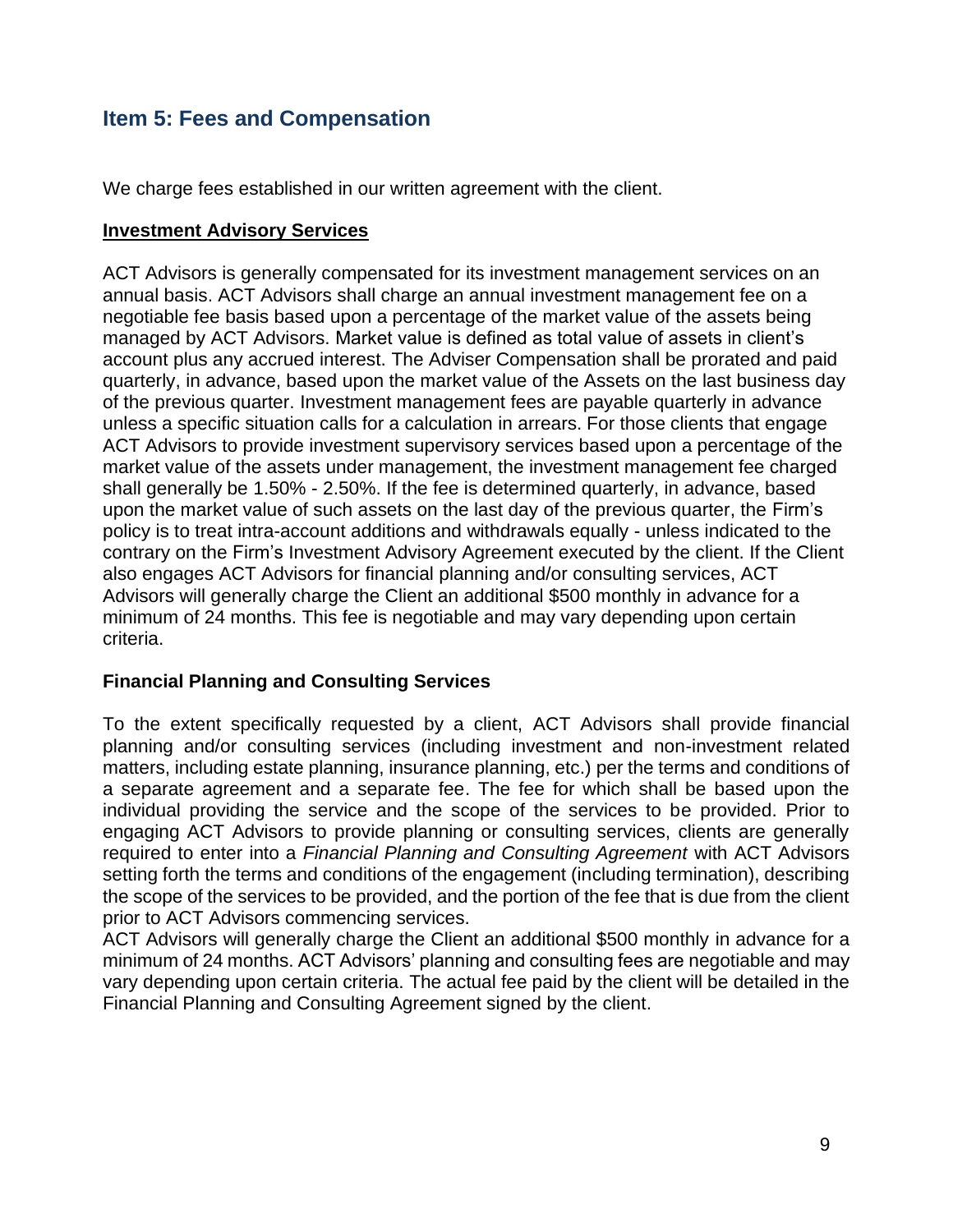## Item 5: Fees and Compensation

We charge fees established in our written agreement with the client.

**Investment Advisory Services**

ACT Advisors is generally compensated for its investment management services on an annual basis. ACT Advisors shall charge an annual investment management fee on a negotiable fee basis based upon a percentage of the market value of the assets being managed by ACT Advisors. Market value is defined as total value of assets in client's account plus any accrued interest. The Adviser Compensation shall be prorated and paid quarterly, in advance, based upon the market value of the Assets on the last business day of the previous quarter. Investment management fees are payable quarterly in advance unless a specific situation calls for a calculation in arrears. For those clients that engage ACT Advisors to provide investment supervisory services based upon a percentage of the market value of the assets under management, the investment management fee charged shall generally be 1.50% - 2.50%. If the fee is determined quarterly, in advance, based upon the market value of such assets on the last day of the previous quarter, the Firm's policy is to treat intra-account additions and withdrawals equally - unless indicated to the contrary on the Firm's Investment Advisory Agreement executed by the client. If the Client also engages ACT Advisors for financial planning and/or consulting services, ACT Advisors will generally charge the Client an additional $500 monthly in advance for a minimum of 24 months. This fee is negotiable and may vary depending upon certain criteria.

**Financial Planning and Consulting Services**

To the extent specifically requested by a client, ACT Advisors shall provide financial planning and/or consulting services (including investment and non-investment related matters, including estate planning, insurance planning, etc.) per the terms and conditions of a separate agreement and a separate fee. The fee for which shall be based upon the individual providing the service and the scope of the services to be provided. Prior to engaging ACT Advisors to provide planning or consulting services, clients are generally required to enter into a *Financial Planning and Consulting Agreement* with ACT Advisors setting forth the terms and conditions of the engagement (including termination), describing the scope of the services to be provided, and the portion of the fee that is due from the client prior to ACT Advisors commencing services.
ACT Advisors will generally charge the Client an additional $500 monthly in advance for a minimum of 24 months. ACT Advisors' planning and consulting fees are negotiable and may vary depending upon certain criteria. The actual fee paid by the client will be detailed in the Financial Planning and Consulting Agreement signed by the client.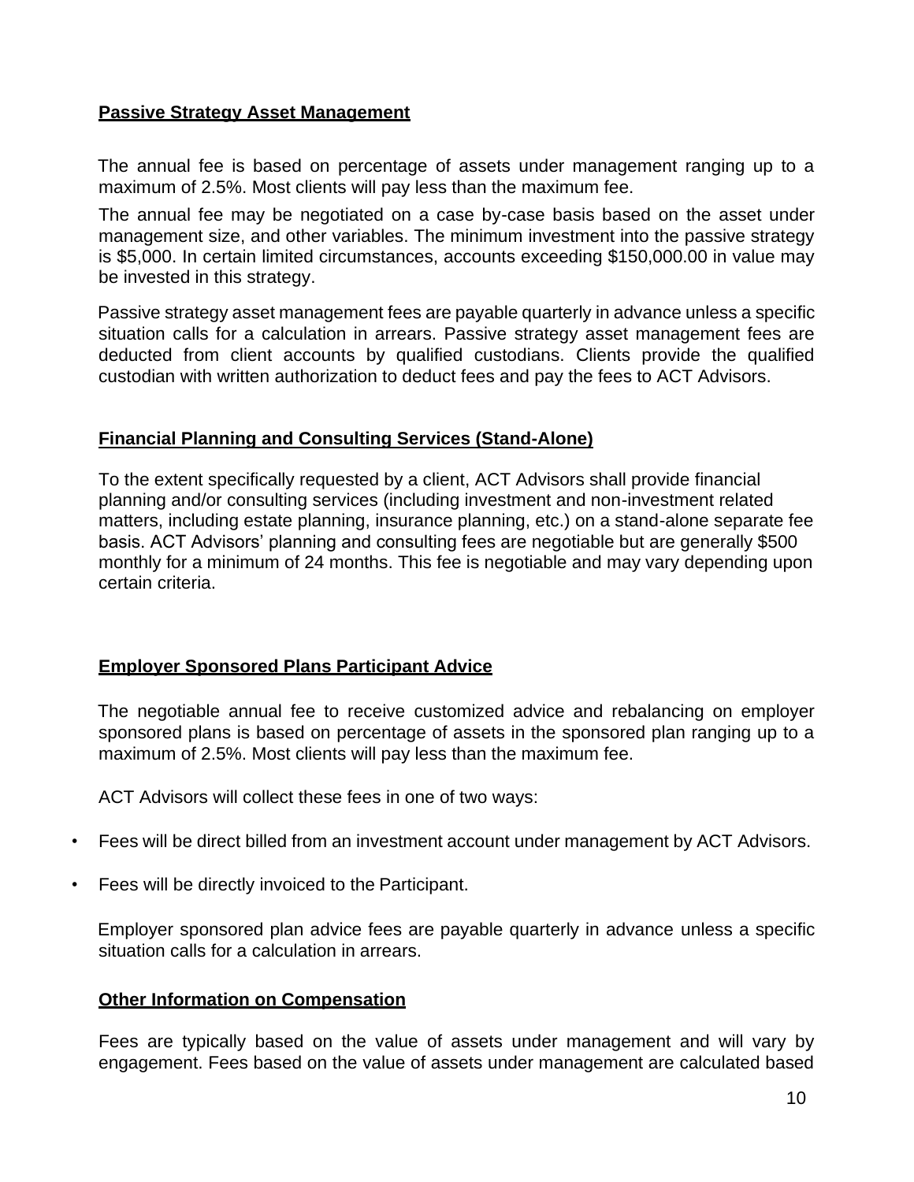**Passive Strategy Asset Management**

The annual fee is based on percentage of assets under management ranging up to a maximum of 2.5%. Most clients will pay less than the maximum fee.

The annual fee may be negotiated on a case by-case basis based on the asset under management size, and other variables. The minimum investment into the passive strategy is $5,000. In certain limited circumstances, accounts exceeding $150,000.00 in value may be invested in this strategy.

Passive strategy asset management fees are payable quarterly in advance unless a specific situation calls for a calculation in arrears. Passive strategy asset management fees are deducted from client accounts by qualified custodians. Clients provide the qualified custodian with written authorization to deduct fees and pay the fees to ACT Advisors.

**Financial Planning and Consulting Services (Stand-Alone)**

To the extent specifically requested by a client, ACT Advisors shall provide financial planning and/or consulting services (including investment and non-investment related matters, including estate planning, insurance planning, etc.) on a stand-alone separate fee basis. ACT Advisors' planning and consulting fees are negotiable but are generally $500 monthly for a minimum of 24 months. This fee is negotiable and may vary depending upon certain criteria.

**Employer Sponsored Plans Participant Advice**

The negotiable annual fee to receive customized advice and rebalancing on employer sponsored plans is based on percentage of assets in the sponsored plan ranging up to a maximum of 2.5%. Most clients will pay less than the maximum fee.

ACT Advisors will collect these fees in one of two ways:

- Fees will be direct billed from an investment account under management by ACT Advisors.
- Fees will be directly invoiced to the Participant.

Employer sponsored plan advice fees are payable quarterly in advance unless a specific situation calls for a calculation in arrears.

**Other Information on Compensation**

Fees are typically based on the value of assets under management and will vary by engagement. Fees based on the value of assets under management are calculated based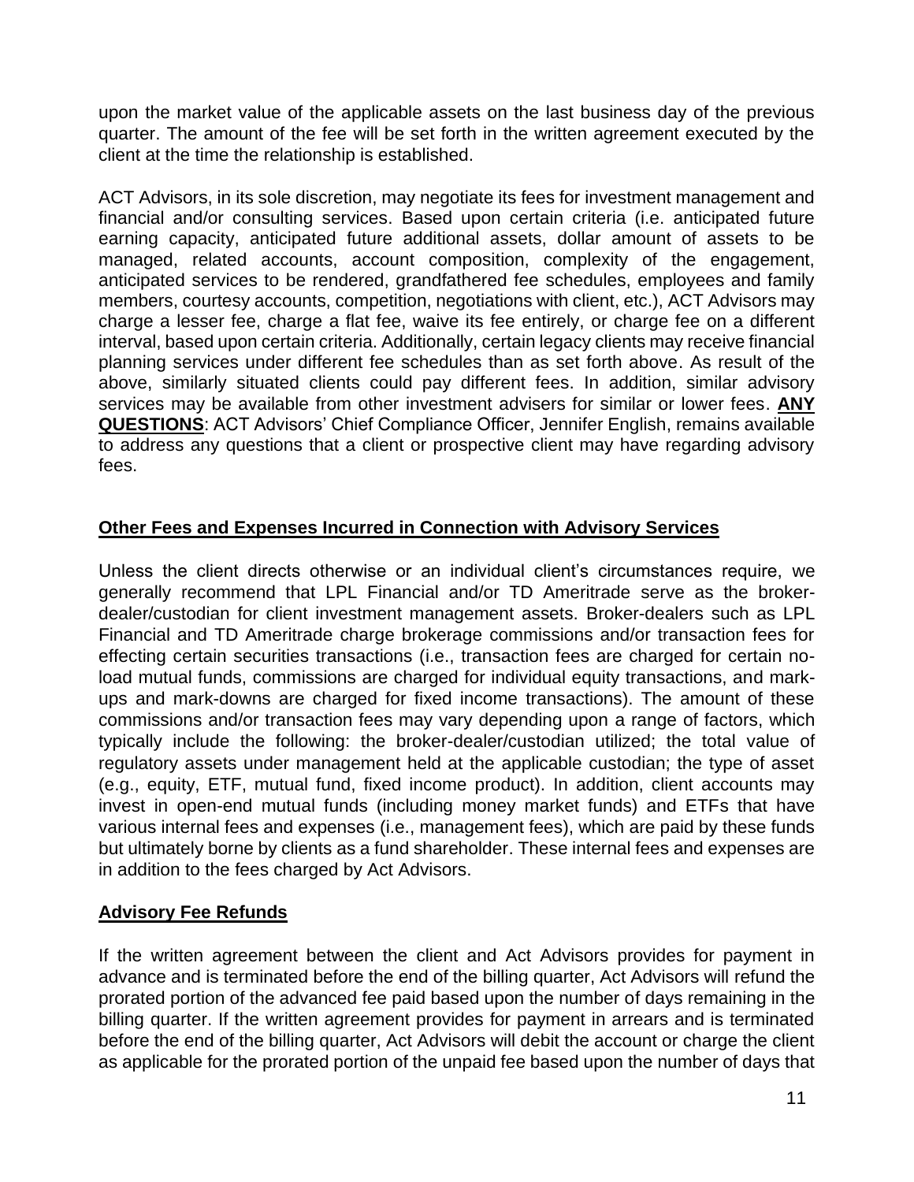upon the market value of the applicable assets on the last business day of the previous quarter. The amount of the fee will be set forth in the written agreement executed by the client at the time the relationship is established.

ACT Advisors, in its sole discretion, may negotiate its fees for investment management and financial and/or consulting services. Based upon certain criteria (i.e. anticipated future earning capacity, anticipated future additional assets, dollar amount of assets to be managed, related accounts, account composition, complexity of the engagement, anticipated services to be rendered, grandfathered fee schedules, employees and family members, courtesy accounts, competition, negotiations with client, etc.), ACT Advisors may charge a lesser fee, charge a flat fee, waive its fee entirely, or charge fee on a different interval, based upon certain criteria. Additionally, certain legacy clients may receive financial planning services under different fee schedules than as set forth above. As result of the above, similarly situated clients could pay different fees. In addition, similar advisory services may be available from other investment advisers for similar or lower fees. **ANY QUESTIONS**: ACT Advisors' Chief Compliance Officer, Jennifer English, remains available to address any questions that a client or prospective client may have regarding advisory fees.

**Other Fees and Expenses Incurred in Connection with Advisory Services**

Unless the client directs otherwise or an individual client's circumstances require, we generally recommend that LPL Financial and/or TD Ameritrade serve as the broker-dealer/custodian for client investment management assets. Broker-dealers such as LPL Financial and TD Ameritrade charge brokerage commissions and/or transaction fees for effecting certain securities transactions (i.e., transaction fees are charged for certain no-load mutual funds, commissions are charged for individual equity transactions, and mark-ups and mark-downs are charged for fixed income transactions). The amount of these commissions and/or transaction fees may vary depending upon a range of factors, which typically include the following: the broker-dealer/custodian utilized; the total value of regulatory assets under management held at the applicable custodian; the type of asset (e.g., equity, ETF, mutual fund, fixed income product). In addition, client accounts may invest in open-end mutual funds (including money market funds) and ETFs that have various internal fees and expenses (i.e., management fees), which are paid by these funds but ultimately borne by clients as a fund shareholder. These internal fees and expenses are in addition to the fees charged by Act Advisors.

**Advisory Fee Refunds**

If the written agreement between the client and Act Advisors provides for payment in advance and is terminated before the end of the billing quarter, Act Advisors will refund the prorated portion of the advanced fee paid based upon the number of days remaining in the billing quarter. If the written agreement provides for payment in arrears and is terminated before the end of the billing quarter, Act Advisors will debit the account or charge the client as applicable for the prorated portion of the unpaid fee based upon the number of days that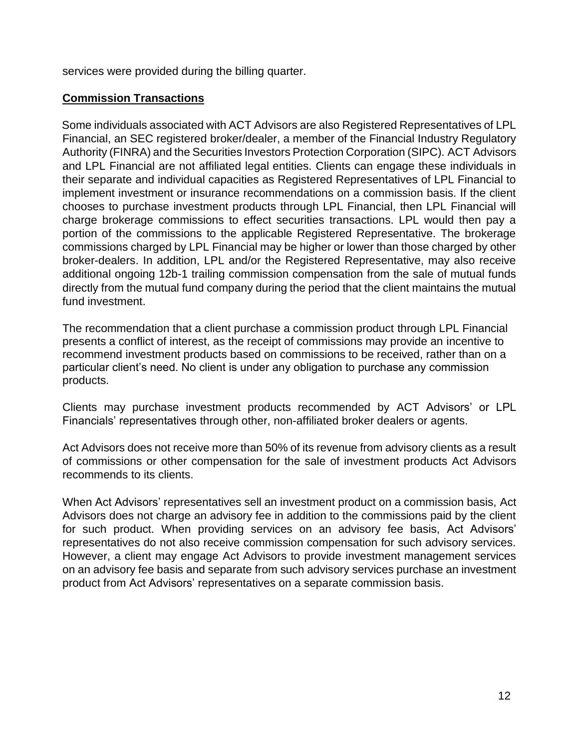services were provided during the billing quarter.

**Commission Transactions**

Some individuals associated with ACT Advisors are also Registered Representatives of LPL Financial, an SEC registered broker/dealer, a member of the Financial Industry Regulatory Authority (FINRA) and the Securities Investors Protection Corporation (SIPC). ACT Advisors and LPL Financial are not affiliated legal entities. Clients can engage these individuals in their separate and individual capacities as Registered Representatives of LPL Financial to implement investment or insurance recommendations on a commission basis. If the client chooses to purchase investment products through LPL Financial, then LPL Financial will charge brokerage commissions to effect securities transactions. LPL would then pay a portion of the commissions to the applicable Registered Representative. The brokerage commissions charged by LPL Financial may be higher or lower than those charged by other broker-dealers. In addition, LPL and/or the Registered Representative, may also receive additional ongoing 12b-1 trailing commission compensation from the sale of mutual funds directly from the mutual fund company during the period that the client maintains the mutual fund investment.

The recommendation that a client purchase a commission product through LPL Financial presents a conflict of interest, as the receipt of commissions may provide an incentive to recommend investment products based on commissions to be received, rather than on a particular client's need. No client is under any obligation to purchase any commission products.

Clients may purchase investment products recommended by ACT Advisors' or LPL Financials' representatives through other, non-affiliated broker dealers or agents.

Act Advisors does not receive more than 50% of its revenue from advisory clients as a result of commissions or other compensation for the sale of investment products Act Advisors recommends to its clients.

When Act Advisors' representatives sell an investment product on a commission basis, Act Advisors does not charge an advisory fee in addition to the commissions paid by the client for such product. When providing services on an advisory fee basis, Act Advisors' representatives do not also receive commission compensation for such advisory services. However, a client may engage Act Advisors to provide investment management services on an advisory fee basis and separate from such advisory services purchase an investment product from Act Advisors' representatives on a separate commission basis.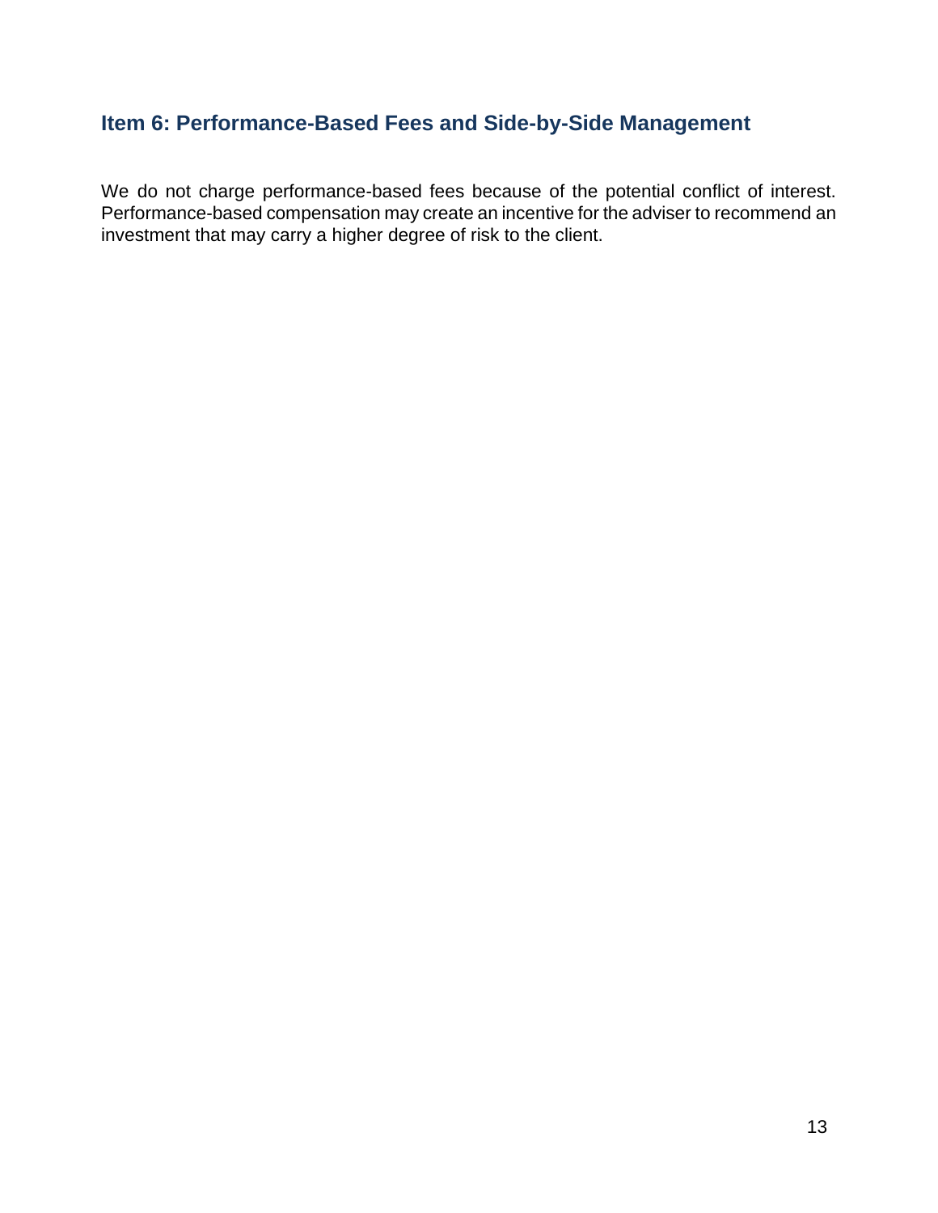## Item 6: Performance-Based Fees and Side-by-Side Management

We do not charge performance-based fees because of the potential conflict of interest. Performance-based compensation may create an incentive for the adviser to recommend an investment that may carry a higher degree of risk to the client.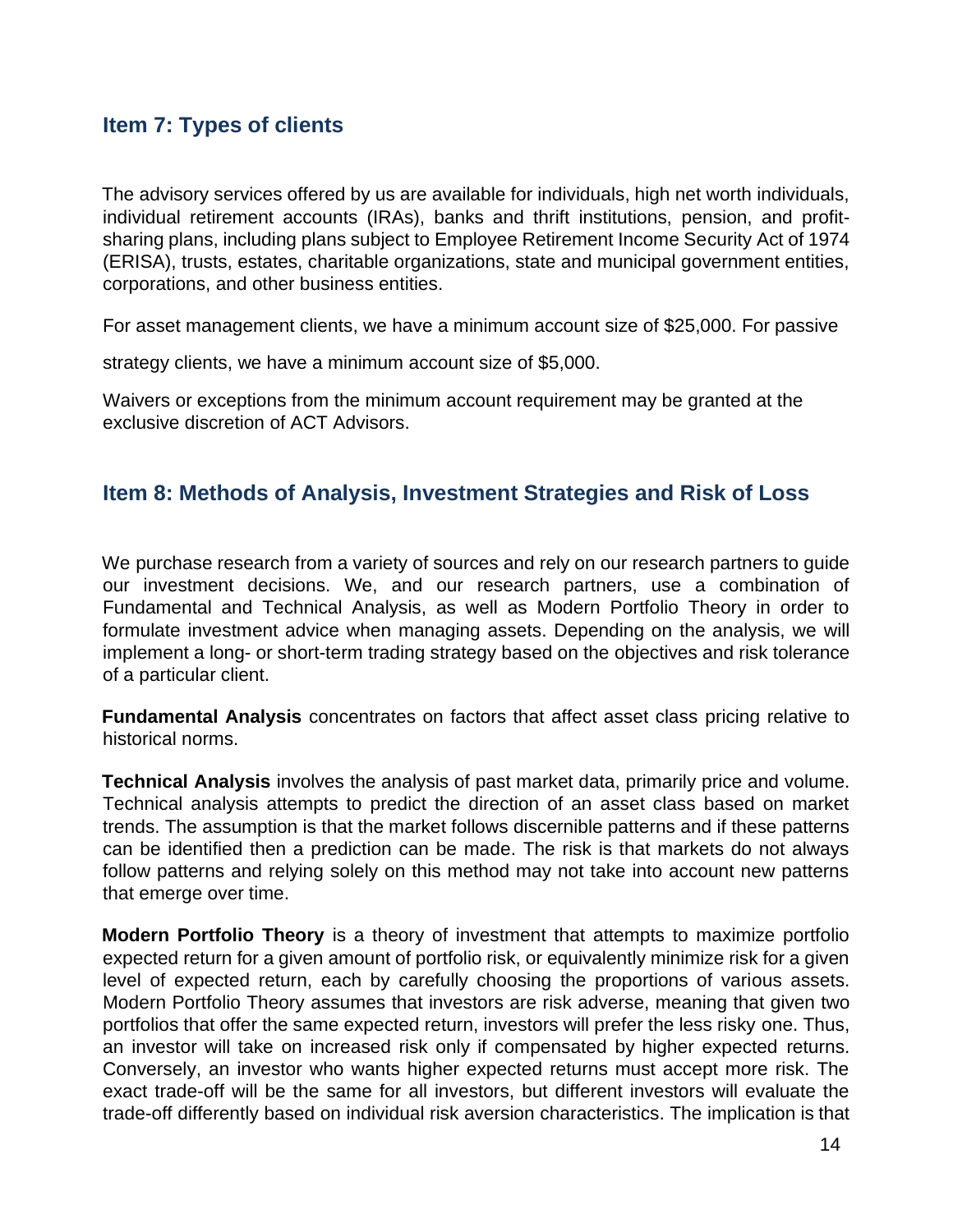## Item 7: Types of clients

The advisory services offered by us are available for individuals, high net worth individuals, individual retirement accounts (IRAs), banks and thrift institutions, pension, and profit-sharing plans, including plans subject to Employee Retirement Income Security Act of 1974 (ERISA), trusts, estates, charitable organizations, state and municipal government entities, corporations, and other business entities.

For asset management clients, we have a minimum account size of $25,000. For passive strategy clients, we have a minimum account size of $5,000.

Waivers or exceptions from the minimum account requirement may be granted at the exclusive discretion of ACT Advisors.

## Item 8: Methods of Analysis, Investment Strategies and Risk of Loss

We purchase research from a variety of sources and rely on our research partners to guide our investment decisions. We, and our research partners, use a combination of Fundamental and Technical Analysis, as well as Modern Portfolio Theory in order to formulate investment advice when managing assets. Depending on the analysis, we will implement a long- or short-term trading strategy based on the objectives and risk tolerance of a particular client.

**Fundamental Analysis** concentrates on factors that affect asset class pricing relative to historical norms.

**Technical Analysis** involves the analysis of past market data, primarily price and volume. Technical analysis attempts to predict the direction of an asset class based on market trends. The assumption is that the market follows discernible patterns and if these patterns can be identified then a prediction can be made. The risk is that markets do not always follow patterns and relying solely on this method may not take into account new patterns that emerge over time.

**Modern Portfolio Theory** is a theory of investment that attempts to maximize portfolio expected return for a given amount of portfolio risk, or equivalently minimize risk for a given level of expected return, each by carefully choosing the proportions of various assets. Modern Portfolio Theory assumes that investors are risk adverse, meaning that given two portfolios that offer the same expected return, investors will prefer the less risky one. Thus, an investor will take on increased risk only if compensated by higher expected returns. Conversely, an investor who wants higher expected returns must accept more risk. The exact trade-off will be the same for all investors, but different investors will evaluate the trade-off differently based on individual risk aversion characteristics. The implication is that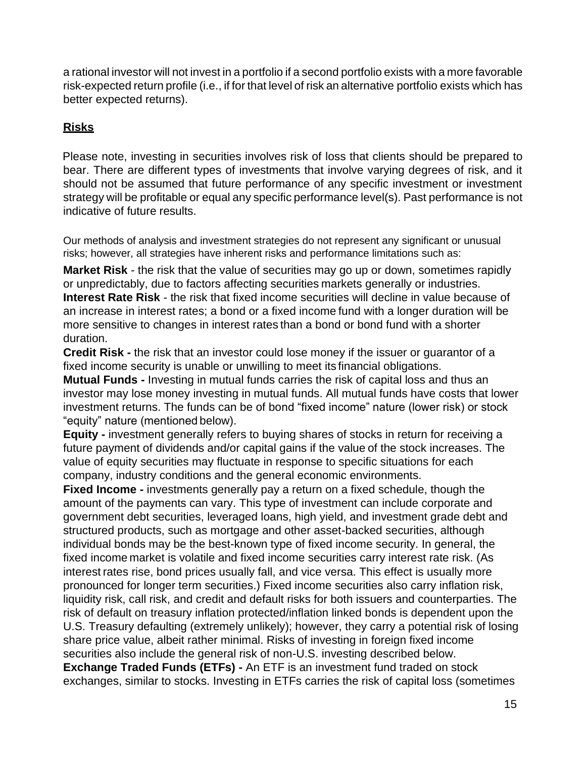a rational investor will not invest in a portfolio if a second portfolio exists with a more favorable risk-expected return profile (i.e., if for that level of risk an alternative portfolio exists which has better expected returns).

## Risks

Please note, investing in securities involves risk of loss that clients should be prepared to bear. There are different types of investments that involve varying degrees of risk, and it should not be assumed that future performance of any specific investment or investment strategy will be profitable or equal any specific performance level(s). Past performance is not indicative of future results.

Our methods of analysis and investment strategies do not represent any significant or unusual risks; however, all strategies have inherent risks and performance limitations such as:

**Market Risk** - the risk that the value of securities may go up or down, sometimes rapidly or unpredictably, due to factors affecting securities markets generally or industries.
**Interest Rate Risk** - the risk that fixed income securities will decline in value because of an increase in interest rates; a bond or a fixed income fund with a longer duration will be more sensitive to changes in interest rates than a bond or bond fund with a shorter duration.
**Credit Risk -** the risk that an investor could lose money if the issuer or guarantor of a fixed income security is unable or unwilling to meet its financial obligations.
**Mutual Funds -** Investing in mutual funds carries the risk of capital loss and thus an investor may lose money investing in mutual funds. All mutual funds have costs that lower investment returns. The funds can be of bond "fixed income" nature (lower risk) or stock "equity" nature (mentioned below).
**Equity -** investment generally refers to buying shares of stocks in return for receiving a future payment of dividends and/or capital gains if the value of the stock increases. The value of equity securities may fluctuate in response to specific situations for each company, industry conditions and the general economic environments.
**Fixed Income -** investments generally pay a return on a fixed schedule, though the amount of the payments can vary. This type of investment can include corporate and government debt securities, leveraged loans, high yield, and investment grade debt and structured products, such as mortgage and other asset-backed securities, although individual bonds may be the best-known type of fixed income security. In general, the fixed income market is volatile and fixed income securities carry interest rate risk. (As interest rates rise, bond prices usually fall, and vice versa. This effect is usually more pronounced for longer term securities.) Fixed income securities also carry inflation risk, liquidity risk, call risk, and credit and default risks for both issuers and counterparties. The risk of default on treasury inflation protected/inflation linked bonds is dependent upon the U.S. Treasury defaulting (extremely unlikely); however, they carry a potential risk of losing share price value, albeit rather minimal. Risks of investing in foreign fixed income securities also include the general risk of non-U.S. investing described below.
**Exchange Traded Funds (ETFs) -** An ETF is an investment fund traded on stock exchanges, similar to stocks. Investing in ETFs carries the risk of capital loss (sometimes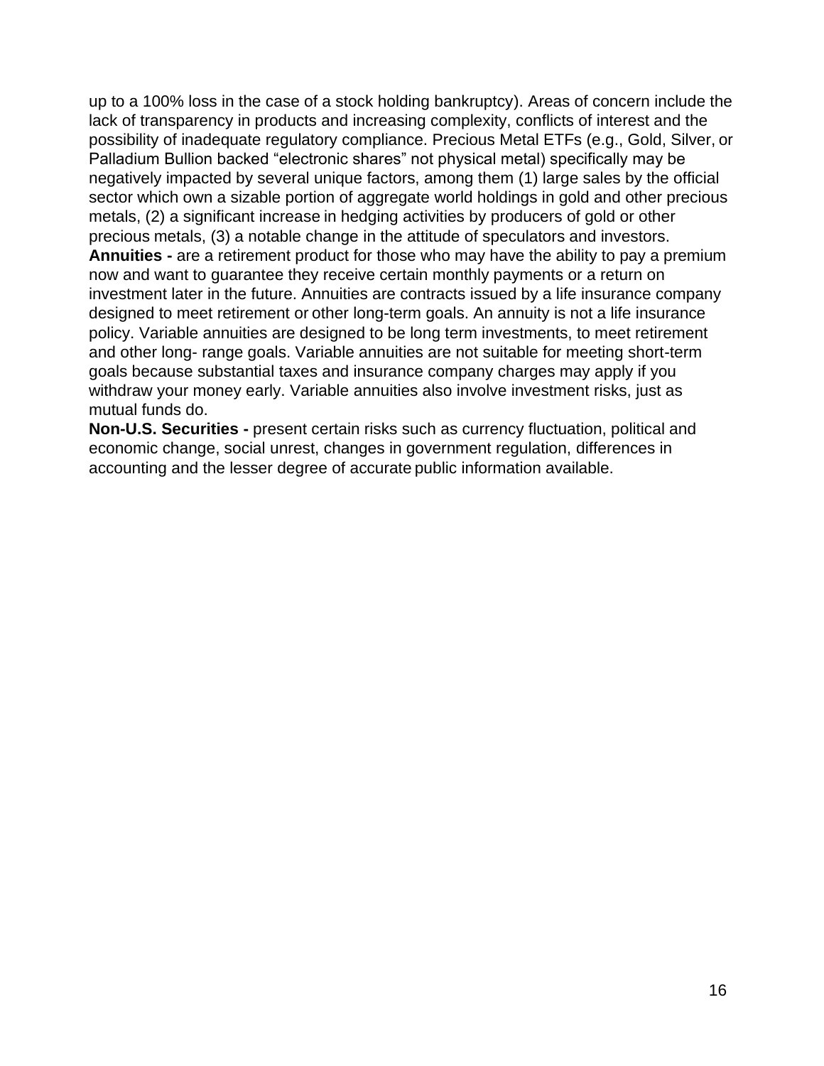up to a 100% loss in the case of a stock holding bankruptcy). Areas of concern include the lack of transparency in products and increasing complexity, conflicts of interest and the possibility of inadequate regulatory compliance. Precious Metal ETFs (e.g., Gold, Silver, or Palladium Bullion backed "electronic shares" not physical metal) specifically may be negatively impacted by several unique factors, among them (1) large sales by the official sector which own a sizable portion of aggregate world holdings in gold and other precious metals, (2) a significant increase in hedging activities by producers of gold or other precious metals, (3) a notable change in the attitude of speculators and investors.

**Annuities -** are a retirement product for those who may have the ability to pay a premium now and want to guarantee they receive certain monthly payments or a return on investment later in the future. Annuities are contracts issued by a life insurance company designed to meet retirement or other long-term goals. An annuity is not a life insurance policy. Variable annuities are designed to be long term investments, to meet retirement and other long- range goals. Variable annuities are not suitable for meeting short-term goals because substantial taxes and insurance company charges may apply if you withdraw your money early. Variable annuities also involve investment risks, just as mutual funds do.

**Non-U.S. Securities -** present certain risks such as currency fluctuation, political and economic change, social unrest, changes in government regulation, differences in accounting and the lesser degree of accurate public information available.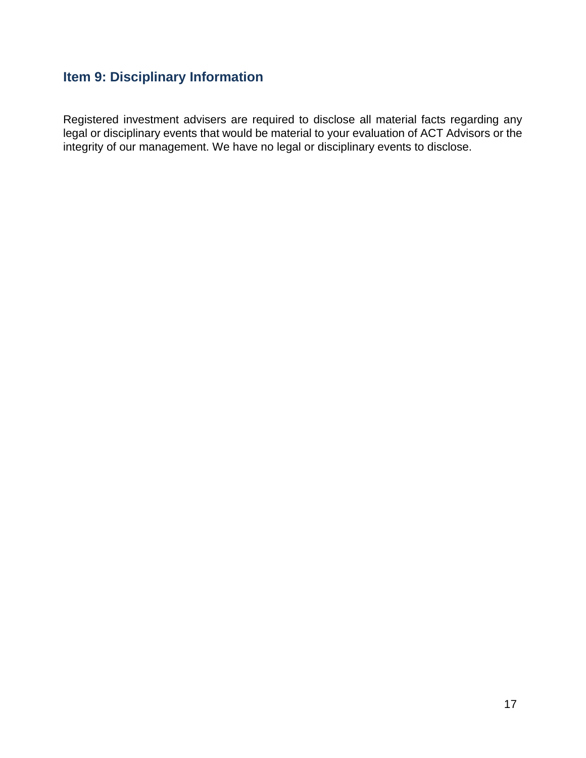## Item 9: Disciplinary Information

Registered investment advisers are required to disclose all material facts regarding any legal or disciplinary events that would be material to your evaluation of ACT Advisors or the integrity of our management. We have no legal or disciplinary events to disclose.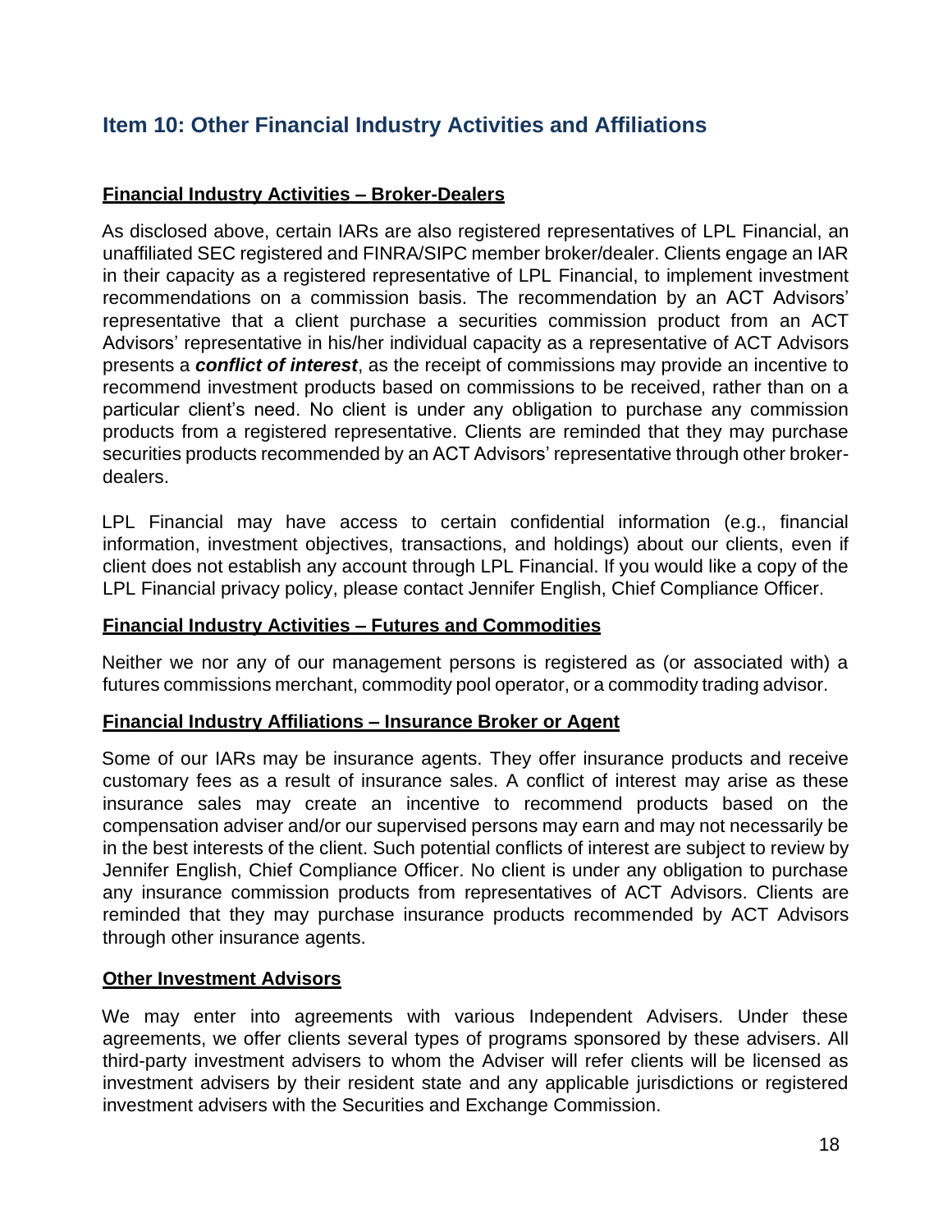## Item 10: Other Financial Industry Activities and Affiliations

**Financial Industry Activities – Broker-Dealers**

As disclosed above, certain IARs are also registered representatives of LPL Financial, an unaffiliated SEC registered and FINRA/SIPC member broker/dealer. Clients engage an IAR in their capacity as a registered representative of LPL Financial, to implement investment recommendations on a commission basis. The recommendation by an ACT Advisors' representative that a client purchase a securities commission product from an ACT Advisors' representative in his/her individual capacity as a representative of ACT Advisors presents a ***conflict of interest***, as the receipt of commissions may provide an incentive to recommend investment products based on commissions to be received, rather than on a particular client's need. No client is under any obligation to purchase any commission products from a registered representative. Clients are reminded that they may purchase securities products recommended by an ACT Advisors' representative through other broker-dealers.

LPL Financial may have access to certain confidential information (e.g., financial information, investment objectives, transactions, and holdings) about our clients, even if client does not establish any account through LPL Financial. If you would like a copy of the LPL Financial privacy policy, please contact Jennifer English, Chief Compliance Officer.

**Financial Industry Activities – Futures and Commodities**

Neither we nor any of our management persons is registered as (or associated with) a futures commissions merchant, commodity pool operator, or a commodity trading advisor.

**Financial Industry Affiliations – Insurance Broker or Agent**

Some of our IARs may be insurance agents. They offer insurance products and receive customary fees as a result of insurance sales. A conflict of interest may arise as these insurance sales may create an incentive to recommend products based on the compensation adviser and/or our supervised persons may earn and may not necessarily be in the best interests of the client. Such potential conflicts of interest are subject to review by Jennifer English, Chief Compliance Officer. No client is under any obligation to purchase any insurance commission products from representatives of ACT Advisors. Clients are reminded that they may purchase insurance products recommended by ACT Advisors through other insurance agents.

**Other Investment Advisors**

We may enter into agreements with various Independent Advisers. Under these agreements, we offer clients several types of programs sponsored by these advisers. All third-party investment advisers to whom the Adviser will refer clients will be licensed as investment advisers by their resident state and any applicable jurisdictions or registered investment advisers with the Securities and Exchange Commission.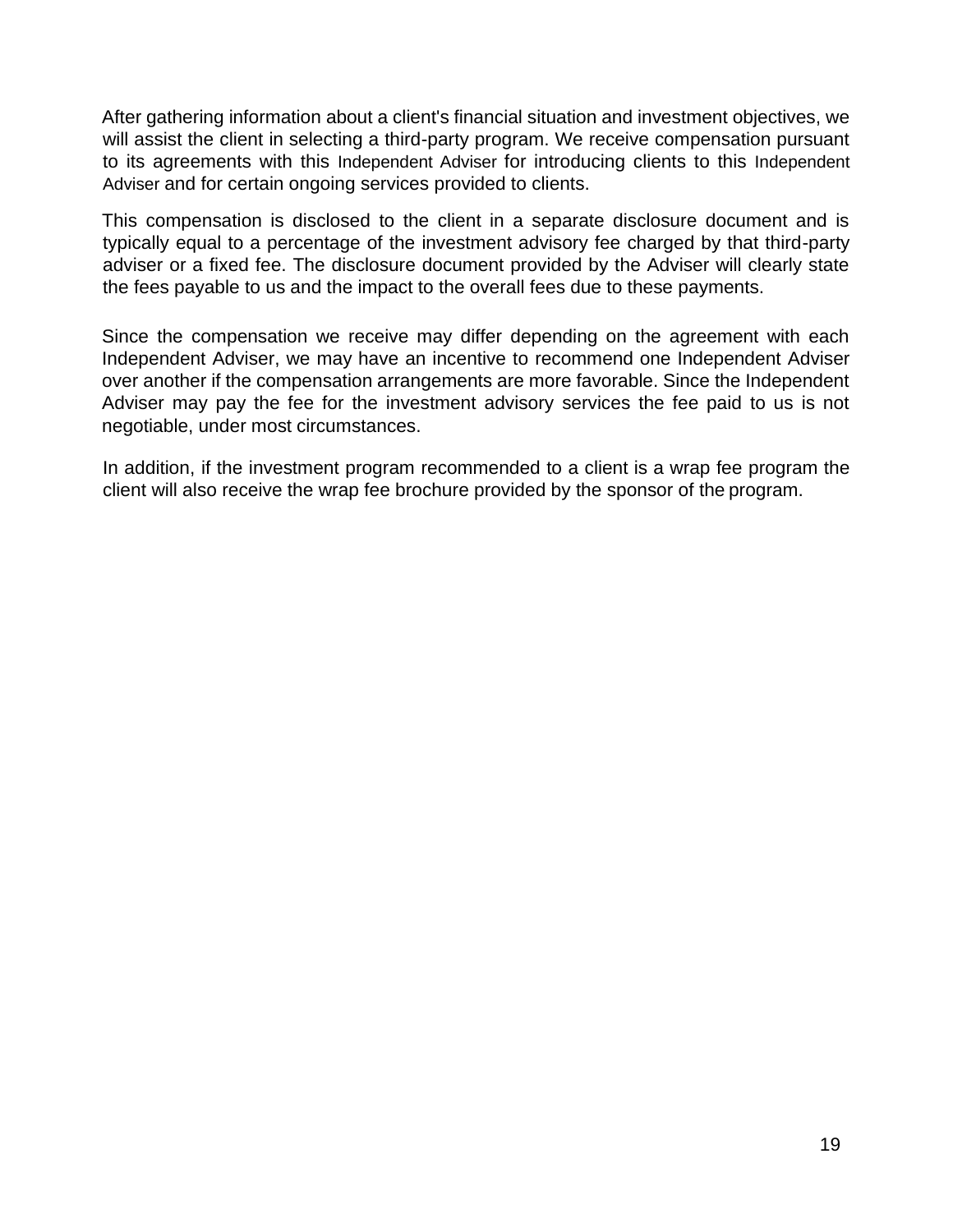After gathering information about a client's financial situation and investment objectives, we will assist the client in selecting a third-party program. We receive compensation pursuant to its agreements with this Independent Adviser for introducing clients to this Independent Adviser and for certain ongoing services provided to clients.

This compensation is disclosed to the client in a separate disclosure document and is typically equal to a percentage of the investment advisory fee charged by that third-party adviser or a fixed fee. The disclosure document provided by the Adviser will clearly state the fees payable to us and the impact to the overall fees due to these payments.

Since the compensation we receive may differ depending on the agreement with each Independent Adviser, we may have an incentive to recommend one Independent Adviser over another if the compensation arrangements are more favorable. Since the Independent Adviser may pay the fee for the investment advisory services the fee paid to us is not negotiable, under most circumstances.

In addition, if the investment program recommended to a client is a wrap fee program the client will also receive the wrap fee brochure provided by the sponsor of the program.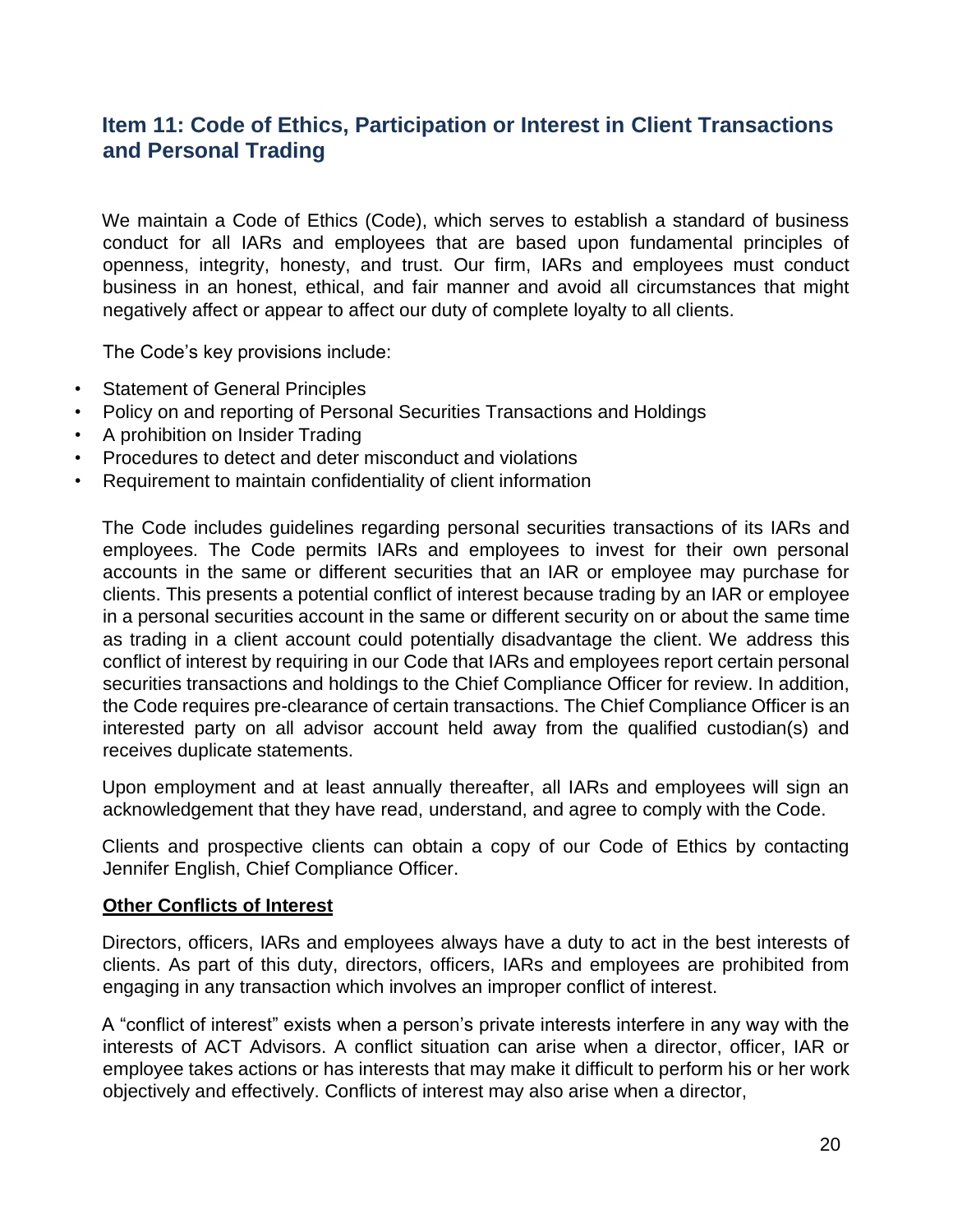## Item 11: Code of Ethics, Participation or Interest in Client Transactions and Personal Trading

We maintain a Code of Ethics (Code), which serves to establish a standard of business conduct for all IARs and employees that are based upon fundamental principles of openness, integrity, honesty, and trust. Our firm, IARs and employees must conduct business in an honest, ethical, and fair manner and avoid all circumstances that might negatively affect or appear to affect our duty of complete loyalty to all clients.

The Code's key provisions include:

- Statement of General Principles
- Policy on and reporting of Personal Securities Transactions and Holdings
- A prohibition on Insider Trading
- Procedures to detect and deter misconduct and violations
- Requirement to maintain confidentiality of client information

The Code includes guidelines regarding personal securities transactions of its IARs and employees. The Code permits IARs and employees to invest for their own personal accounts in the same or different securities that an IAR or employee may purchase for clients. This presents a potential conflict of interest because trading by an IAR or employee in a personal securities account in the same or different security on or about the same time as trading in a client account could potentially disadvantage the client. We address this conflict of interest by requiring in our Code that IARs and employees report certain personal securities transactions and holdings to the Chief Compliance Officer for review. In addition, the Code requires pre-clearance of certain transactions. The Chief Compliance Officer is an interested party on all advisor account held away from the qualified custodian(s) and receives duplicate statements.

Upon employment and at least annually thereafter, all IARs and employees will sign an acknowledgement that they have read, understand, and agree to comply with the Code.

Clients and prospective clients can obtain a copy of our Code of Ethics by contacting Jennifer English, Chief Compliance Officer.

**Other Conflicts of Interest**

Directors, officers, IARs and employees always have a duty to act in the best interests of clients. As part of this duty, directors, officers, IARs and employees are prohibited from engaging in any transaction which involves an improper conflict of interest.

A "conflict of interest" exists when a person's private interests interfere in any way with the interests of ACT Advisors. A conflict situation can arise when a director, officer, IAR or employee takes actions or has interests that may make it difficult to perform his or her work objectively and effectively. Conflicts of interest may also arise when a director,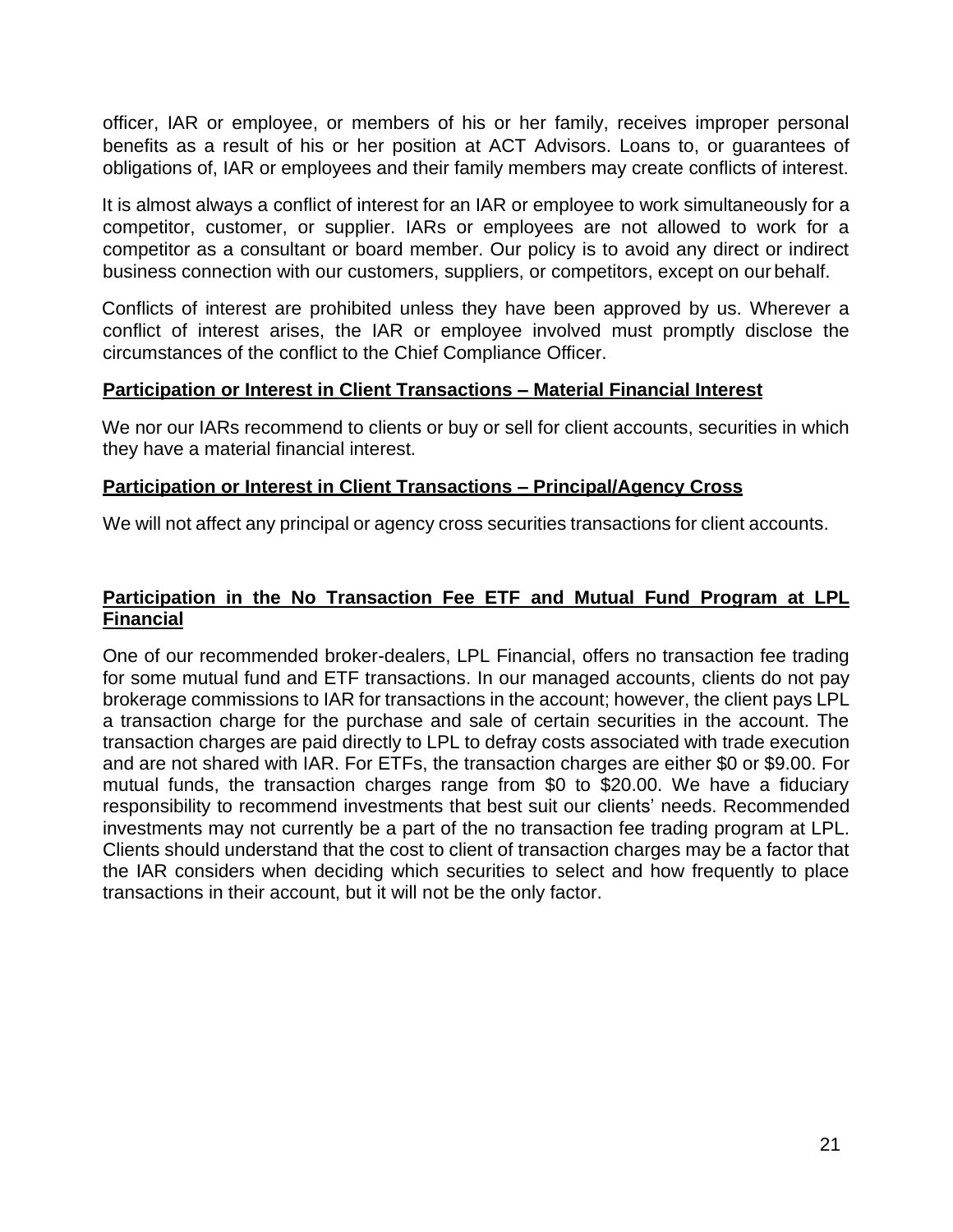officer, IAR or employee, or members of his or her family, receives improper personal benefits as a result of his or her position at ACT Advisors. Loans to, or guarantees of obligations of, IAR or employees and their family members may create conflicts of interest.

It is almost always a conflict of interest for an IAR or employee to work simultaneously for a competitor, customer, or supplier. IARs or employees are not allowed to work for a competitor as a consultant or board member. Our policy is to avoid any direct or indirect business connection with our customers, suppliers, or competitors, except on our behalf.

Conflicts of interest are prohibited unless they have been approved by us. Wherever a conflict of interest arises, the IAR or employee involved must promptly disclose the circumstances of the conflict to the Chief Compliance Officer.

**Participation or Interest in Client Transactions – Material Financial Interest**

We nor our IARs recommend to clients or buy or sell for client accounts, securities in which they have a material financial interest.

**Participation or Interest in Client Transactions – Principal/Agency Cross**

We will not affect any principal or agency cross securities transactions for client accounts.

**Participation in the No Transaction Fee ETF and Mutual Fund Program at LPL Financial**

One of our recommended broker-dealers, LPL Financial, offers no transaction fee trading for some mutual fund and ETF transactions. In our managed accounts, clients do not pay brokerage commissions to IAR for transactions in the account; however, the client pays LPL a transaction charge for the purchase and sale of certain securities in the account. The transaction charges are paid directly to LPL to defray costs associated with trade execution and are not shared with IAR. For ETFs, the transaction charges are either $0 or $9.00. For mutual funds, the transaction charges range from $0 to $20.00. We have a fiduciary responsibility to recommend investments that best suit our clients' needs. Recommended investments may not currently be a part of the no transaction fee trading program at LPL. Clients should understand that the cost to client of transaction charges may be a factor that the IAR considers when deciding which securities to select and how frequently to place transactions in their account, but it will not be the only factor.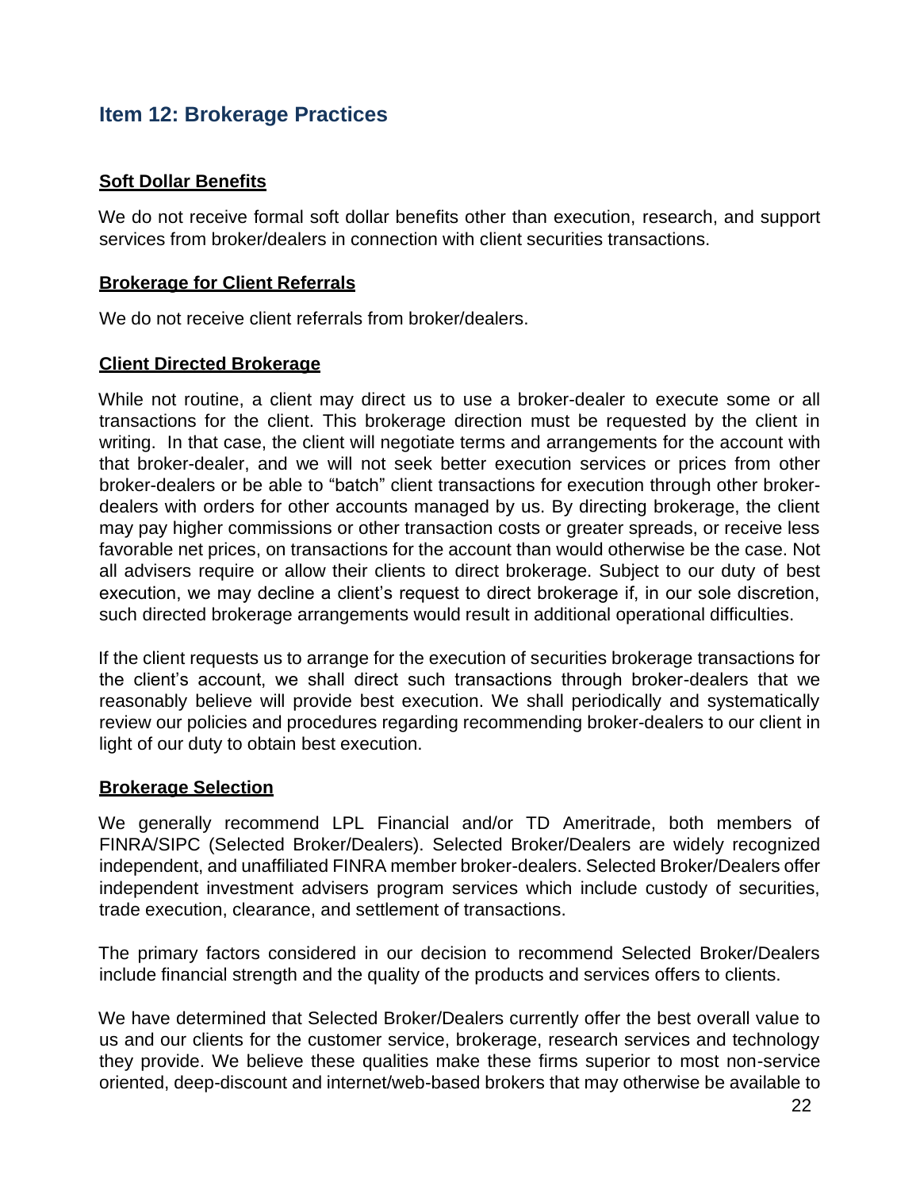## Item 12: Brokerage Practices

### Soft Dollar Benefits

We do not receive formal soft dollar benefits other than execution, research, and support services from broker/dealers in connection with client securities transactions.

### Brokerage for Client Referrals

We do not receive client referrals from broker/dealers.

### Client Directed Brokerage

While not routine, a client may direct us to use a broker-dealer to execute some or all transactions for the client. This brokerage direction must be requested by the client in writing. In that case, the client will negotiate terms and arrangements for the account with that broker-dealer, and we will not seek better execution services or prices from other broker-dealers or be able to "batch" client transactions for execution through other broker-dealers with orders for other accounts managed by us. By directing brokerage, the client may pay higher commissions or other transaction costs or greater spreads, or receive less favorable net prices, on transactions for the account than would otherwise be the case. Not all advisers require or allow their clients to direct brokerage. Subject to our duty of best execution, we may decline a client's request to direct brokerage if, in our sole discretion, such directed brokerage arrangements would result in additional operational difficulties.

If the client requests us to arrange for the execution of securities brokerage transactions for the client's account, we shall direct such transactions through broker-dealers that we reasonably believe will provide best execution. We shall periodically and systematically review our policies and procedures regarding recommending broker-dealers to our client in light of our duty to obtain best execution.

### Brokerage Selection

We generally recommend LPL Financial and/or TD Ameritrade, both members of FINRA/SIPC (Selected Broker/Dealers). Selected Broker/Dealers are widely recognized independent, and unaffiliated FINRA member broker-dealers. Selected Broker/Dealers offer independent investment advisers program services which include custody of securities, trade execution, clearance, and settlement of transactions.

The primary factors considered in our decision to recommend Selected Broker/Dealers include financial strength and the quality of the products and services offers to clients.

We have determined that Selected Broker/Dealers currently offer the best overall value to us and our clients for the customer service, brokerage, research services and technology they provide. We believe these qualities make these firms superior to most non-service oriented, deep-discount and internet/web-based brokers that may otherwise be available to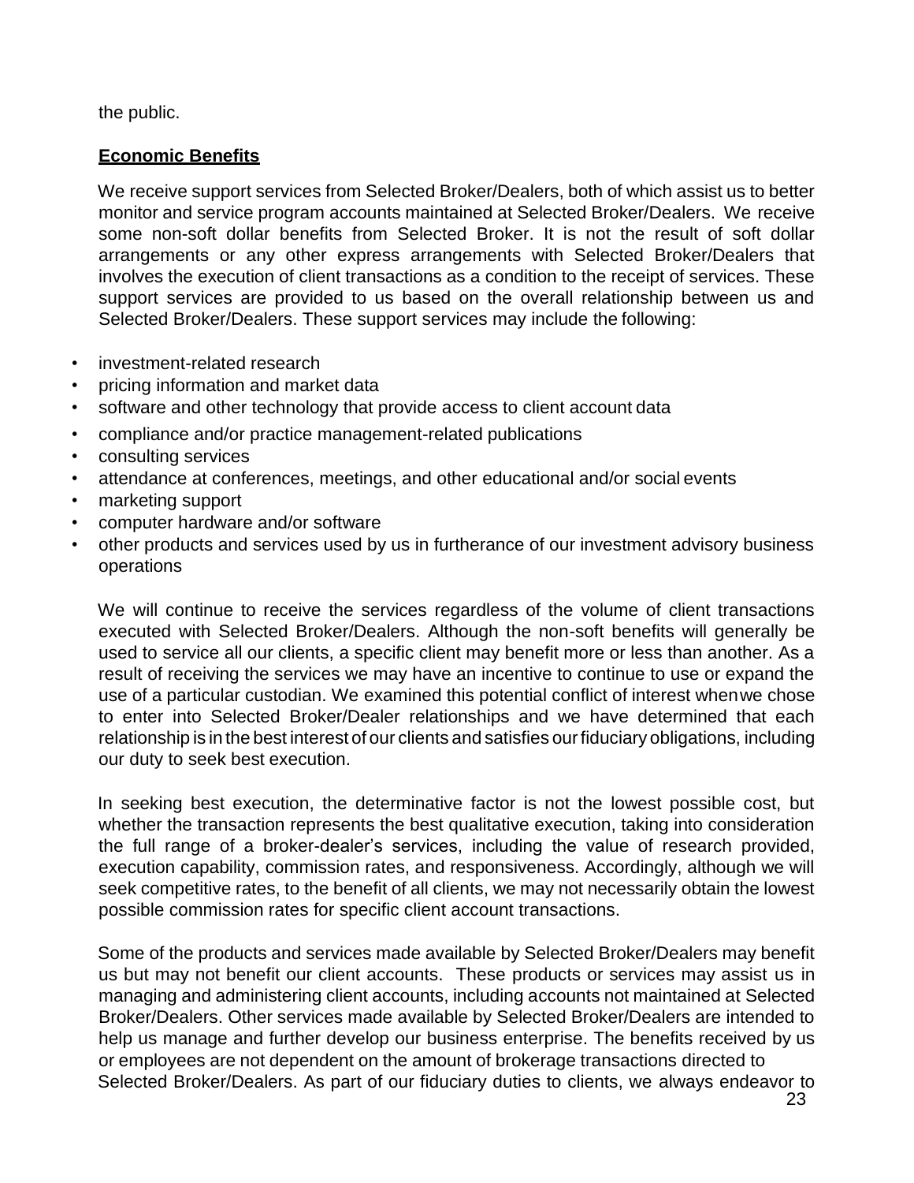the public.

**Economic Benefits**

We receive support services from Selected Broker/Dealers, both of which assist us to better monitor and service program accounts maintained at Selected Broker/Dealers. We receive some non-soft dollar benefits from Selected Broker. It is not the result of soft dollar arrangements or any other express arrangements with Selected Broker/Dealers that involves the execution of client transactions as a condition to the receipt of services. These support services are provided to us based on the overall relationship between us and Selected Broker/Dealers. These support services may include the following:

- investment-related research
- pricing information and market data
- software and other technology that provide access to client account data
- compliance and/or practice management-related publications
- consulting services
- attendance at conferences, meetings, and other educational and/or social events
- marketing support
- computer hardware and/or software
- other products and services used by us in furtherance of our investment advisory business operations

We will continue to receive the services regardless of the volume of client transactions executed with Selected Broker/Dealers. Although the non-soft benefits will generally be used to service all our clients, a specific client may benefit more or less than another. As a result of receiving the services we may have an incentive to continue to use or expand the use of a particular custodian. We examined this potential conflict of interest whenwe chose to enter into Selected Broker/Dealer relationships and we have determined that each relationship is in the best interest of our clients and satisfies our fiduciary obligations, including our duty to seek best execution.

In seeking best execution, the determinative factor is not the lowest possible cost, but whether the transaction represents the best qualitative execution, taking into consideration the full range of a broker-dealer's services, including the value of research provided, execution capability, commission rates, and responsiveness. Accordingly, although we will seek competitive rates, to the benefit of all clients, we may not necessarily obtain the lowest possible commission rates for specific client account transactions.

Some of the products and services made available by Selected Broker/Dealers may benefit us but may not benefit our client accounts. These products or services may assist us in managing and administering client accounts, including accounts not maintained at Selected Broker/Dealers. Other services made available by Selected Broker/Dealers are intended to help us manage and further develop our business enterprise. The benefits received by us or employees are not dependent on the amount of brokerage transactions directed to Selected Broker/Dealers. As part of our fiduciary duties to clients, we always endeavor to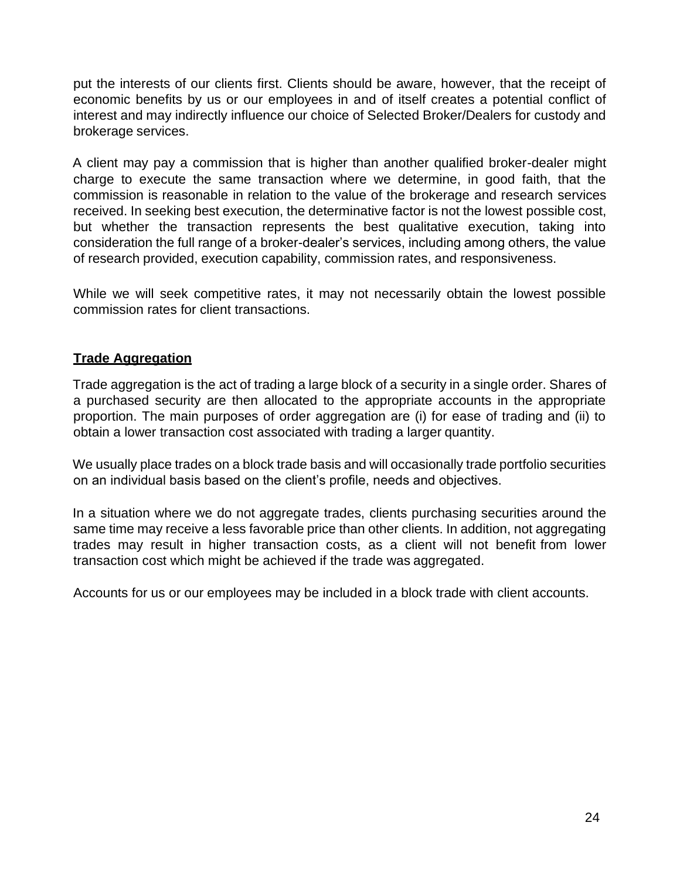put the interests of our clients first. Clients should be aware, however, that the receipt of economic benefits by us or our employees in and of itself creates a potential conflict of interest and may indirectly influence our choice of Selected Broker/Dealers for custody and brokerage services.

A client may pay a commission that is higher than another qualified broker-dealer might charge to execute the same transaction where we determine, in good faith, that the commission is reasonable in relation to the value of the brokerage and research services received. In seeking best execution, the determinative factor is not the lowest possible cost, but whether the transaction represents the best qualitative execution, taking into consideration the full range of a broker-dealer's services, including among others, the value of research provided, execution capability, commission rates, and responsiveness.

While we will seek competitive rates, it may not necessarily obtain the lowest possible commission rates for client transactions.

## **Trade Aggregation**

Trade aggregation is the act of trading a large block of a security in a single order. Shares of a purchased security are then allocated to the appropriate accounts in the appropriate proportion. The main purposes of order aggregation are (i) for ease of trading and (ii) to obtain a lower transaction cost associated with trading a larger quantity.

We usually place trades on a block trade basis and will occasionally trade portfolio securities on an individual basis based on the client's profile, needs and objectives.

In a situation where we do not aggregate trades, clients purchasing securities around the same time may receive a less favorable price than other clients. In addition, not aggregating trades may result in higher transaction costs, as a client will not benefit from lower transaction cost which might be achieved if the trade was aggregated.

Accounts for us or our employees may be included in a block trade with client accounts.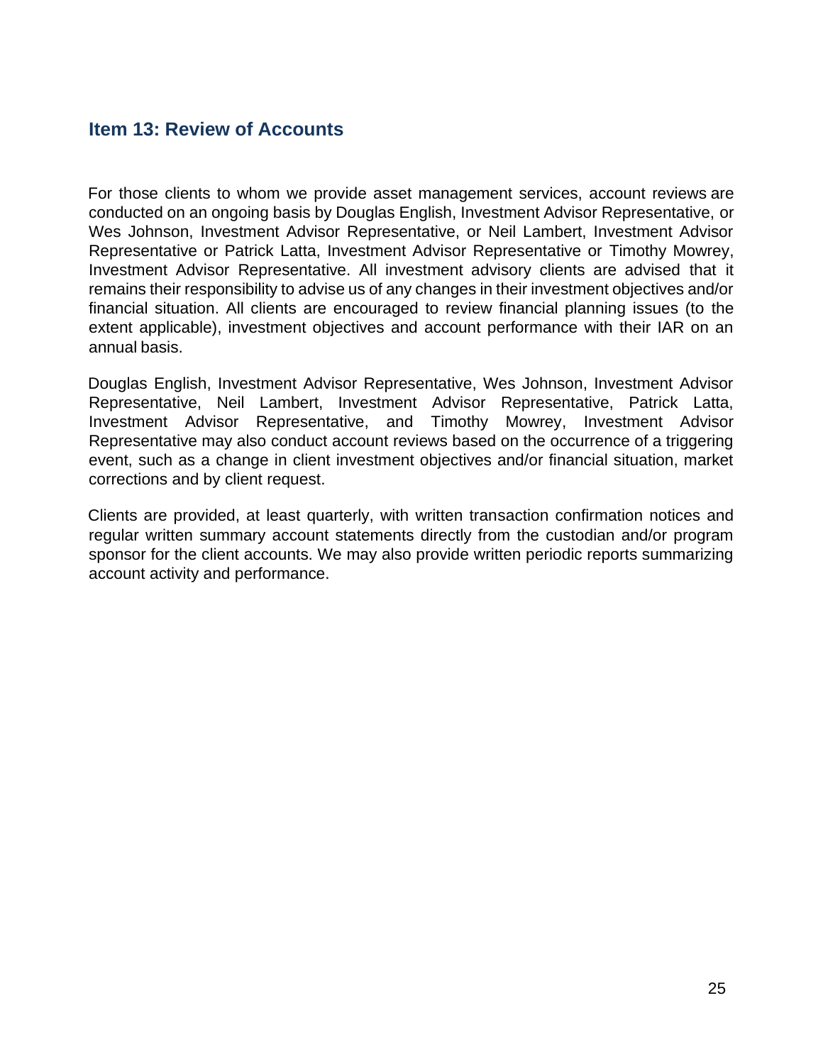## Item 13: Review of Accounts

For those clients to whom we provide asset management services, account reviews are conducted on an ongoing basis by Douglas English, Investment Advisor Representative, or Wes Johnson, Investment Advisor Representative, or Neil Lambert, Investment Advisor Representative or Patrick Latta, Investment Advisor Representative or Timothy Mowrey, Investment Advisor Representative. All investment advisory clients are advised that it remains their responsibility to advise us of any changes in their investment objectives and/or financial situation. All clients are encouraged to review financial planning issues (to the extent applicable), investment objectives and account performance with their IAR on an annual basis.

Douglas English, Investment Advisor Representative, Wes Johnson, Investment Advisor Representative, Neil Lambert, Investment Advisor Representative, Patrick Latta, Investment Advisor Representative, and Timothy Mowrey, Investment Advisor Representative may also conduct account reviews based on the occurrence of a triggering event, such as a change in client investment objectives and/or financial situation, market corrections and by client request.

Clients are provided, at least quarterly, with written transaction confirmation notices and regular written summary account statements directly from the custodian and/or program sponsor for the client accounts. We may also provide written periodic reports summarizing account activity and performance.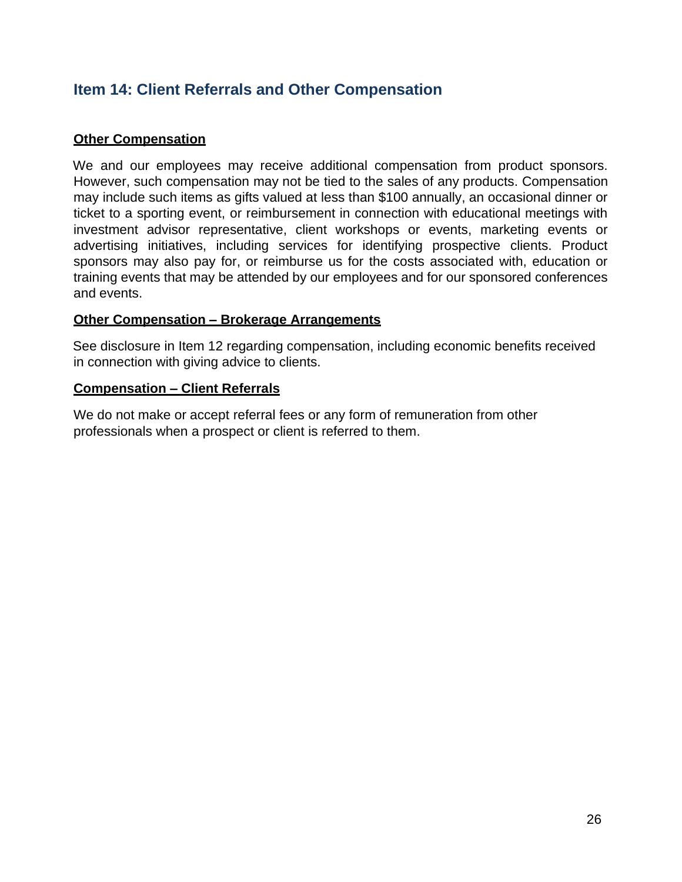## Item 14: Client Referrals and Other Compensation

**Other Compensation**

We and our employees may receive additional compensation from product sponsors. However, such compensation may not be tied to the sales of any products. Compensation may include such items as gifts valued at less than $100 annually, an occasional dinner or ticket to a sporting event, or reimbursement in connection with educational meetings with investment advisor representative, client workshops or events, marketing events or advertising initiatives, including services for identifying prospective clients. Product sponsors may also pay for, or reimburse us for the costs associated with, education or training events that may be attended by our employees and for our sponsored conferences and events.

**Other Compensation – Brokerage Arrangements**

See disclosure in Item 12 regarding compensation, including economic benefits received in connection with giving advice to clients.

**Compensation – Client Referrals**

We do not make or accept referral fees or any form of remuneration from other professionals when a prospect or client is referred to them.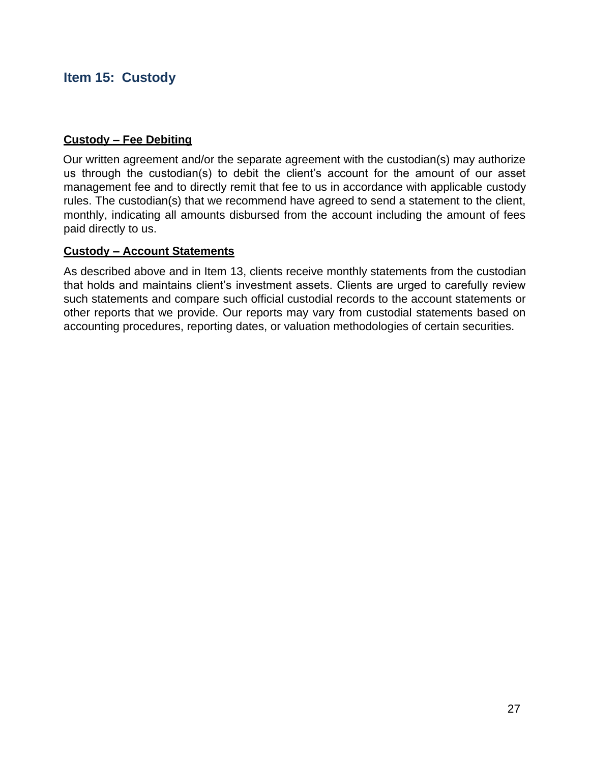## Item 15: Custody

**Custody – Fee Debiting**

Our written agreement and/or the separate agreement with the custodian(s) may authorize us through the custodian(s) to debit the client's account for the amount of our asset management fee and to directly remit that fee to us in accordance with applicable custody rules. The custodian(s) that we recommend have agreed to send a statement to the client, monthly, indicating all amounts disbursed from the account including the amount of fees paid directly to us.

**Custody – Account Statements**

As described above and in Item 13, clients receive monthly statements from the custodian that holds and maintains client's investment assets. Clients are urged to carefully review such statements and compare such official custodial records to the account statements or other reports that we provide. Our reports may vary from custodial statements based on accounting procedures, reporting dates, or valuation methodologies of certain securities.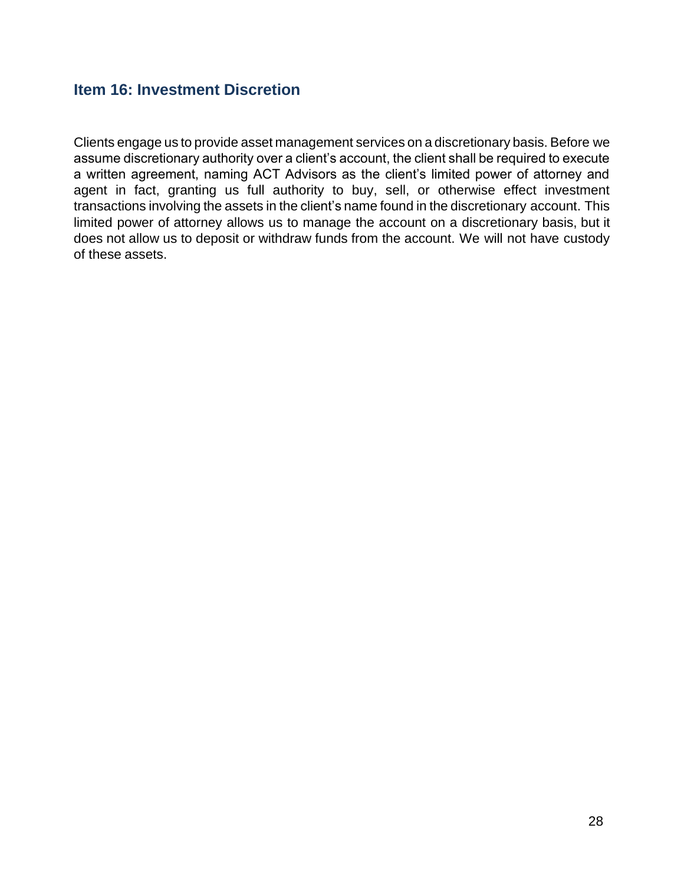## Item 16: Investment Discretion

Clients engage us to provide asset management services on a discretionary basis. Before we assume discretionary authority over a client's account, the client shall be required to execute a written agreement, naming ACT Advisors as the client's limited power of attorney and agent in fact, granting us full authority to buy, sell, or otherwise effect investment transactions involving the assets in the client's name found in the discretionary account. This limited power of attorney allows us to manage the account on a discretionary basis, but it does not allow us to deposit or withdraw funds from the account. We will not have custody of these assets.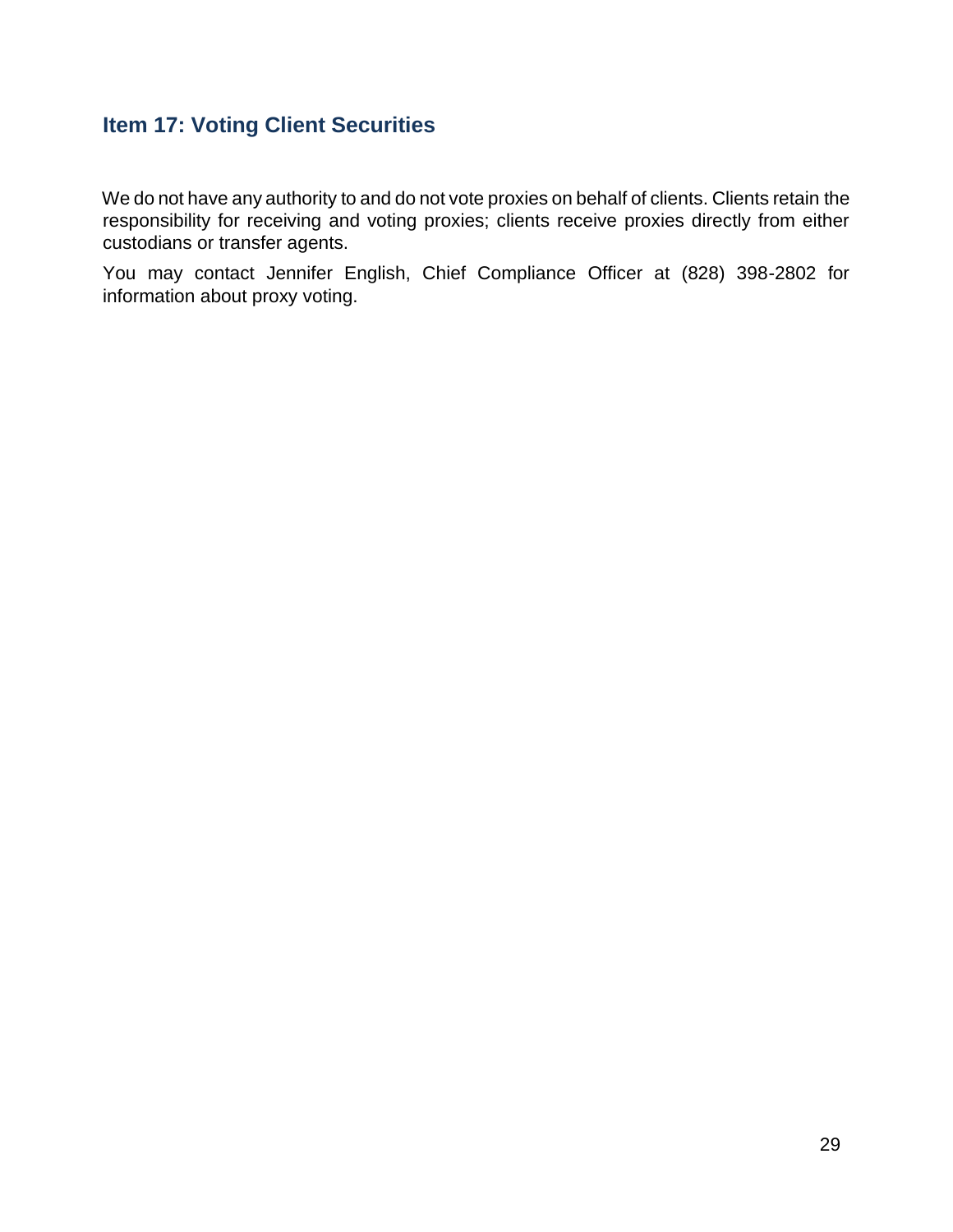## Item 17: Voting Client Securities

We do not have any authority to and do not vote proxies on behalf of clients. Clients retain the responsibility for receiving and voting proxies; clients receive proxies directly from either custodians or transfer agents.

You may contact Jennifer English, Chief Compliance Officer at (828) 398-2802 for information about proxy voting.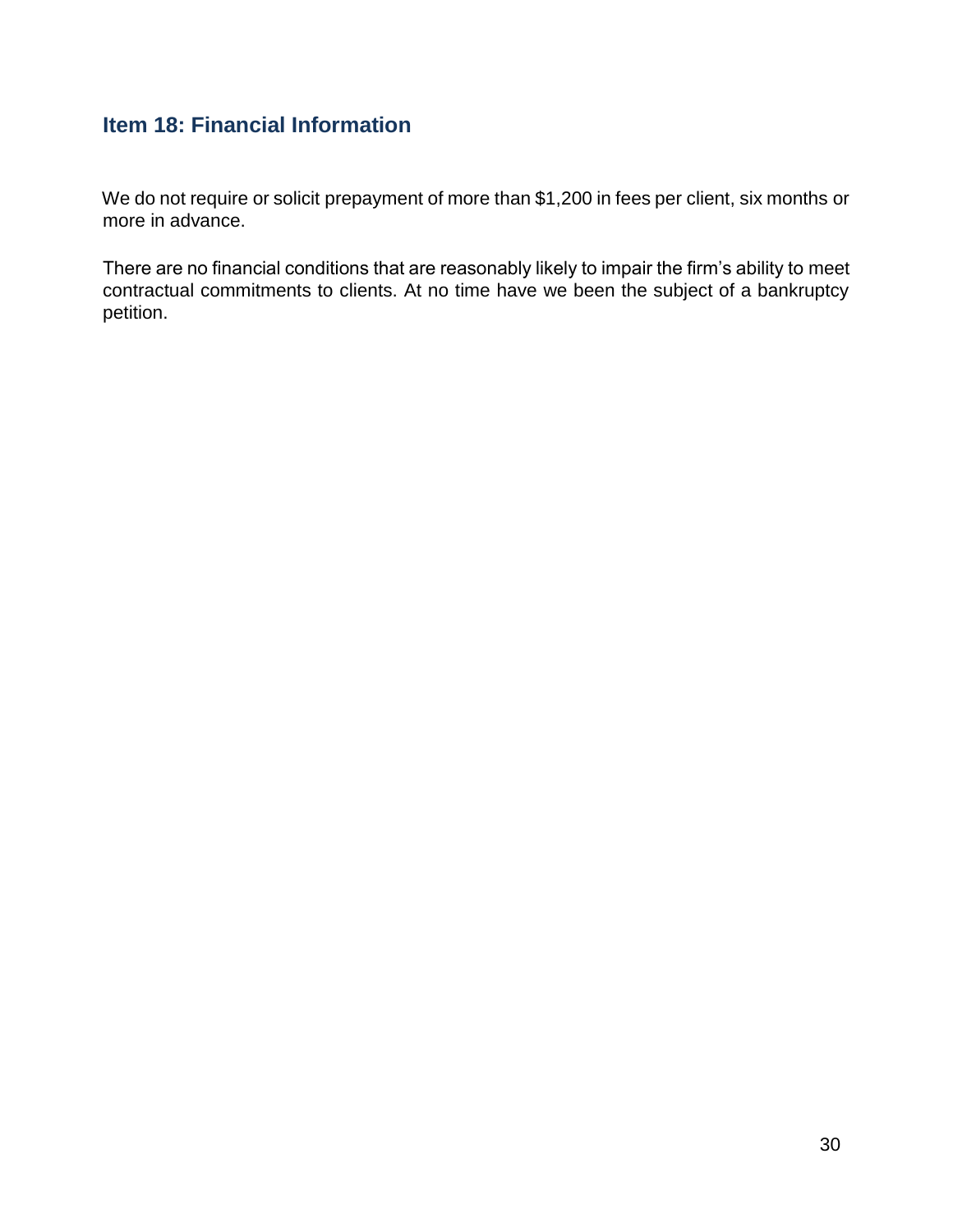## Item 18: Financial Information

We do not require or solicit prepayment of more than $1,200 in fees per client, six months or more in advance.

There are no financial conditions that are reasonably likely to impair the firm's ability to meet contractual commitments to clients. At no time have we been the subject of a bankruptcy petition.